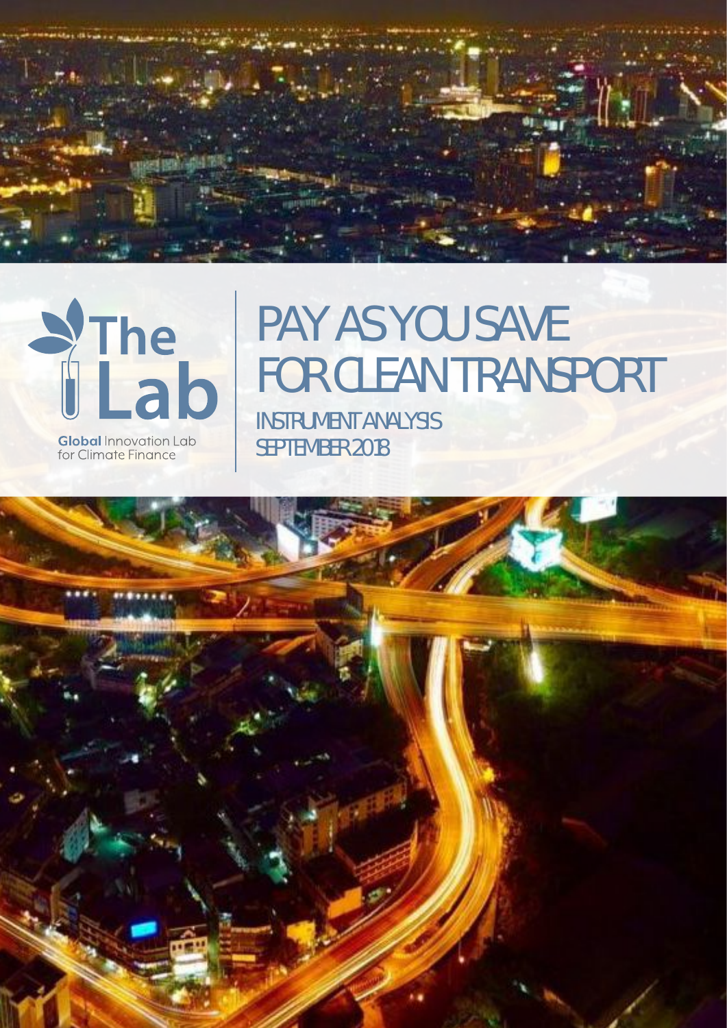The Lab

Global Innovation Lab for Climate Finance

# PAY AS YOU SAVE FOR CLEAN TRANSPORT

## INSTRUMENT ANALYSIS

SEPTEMBER 2018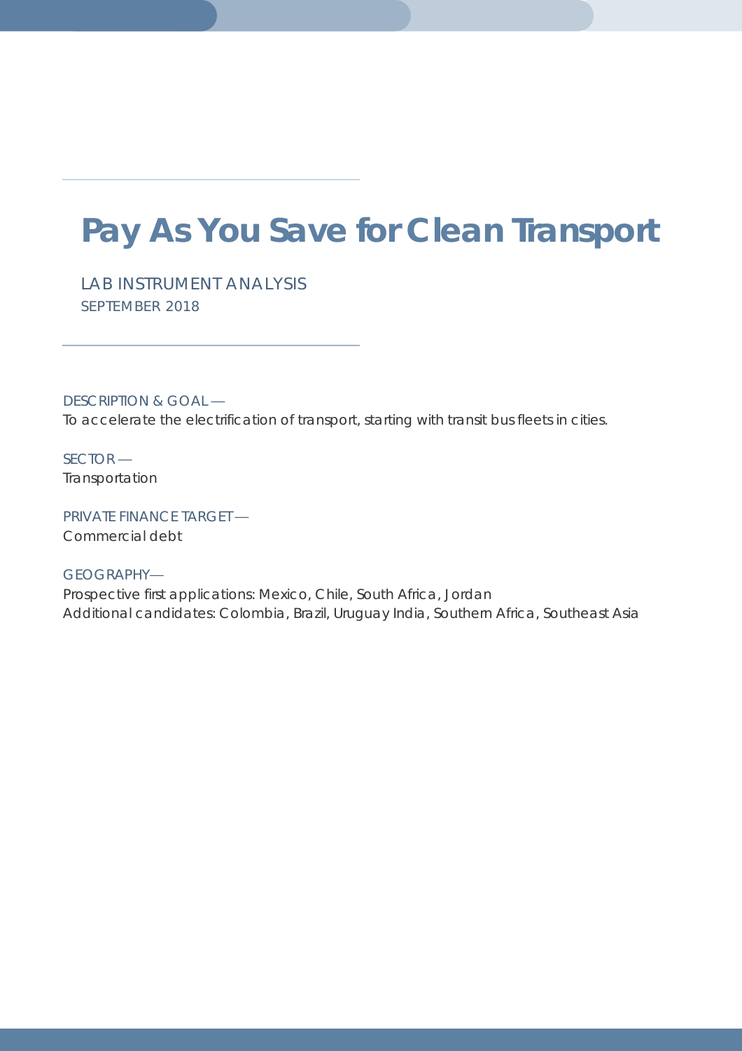# Pay As You Save for Clean Transport

LAB INSTRUMENT ANALYSIS

SEPTEMBER 2018

DESCRIPTION & GOAL —

To accelerate the electrification of transport, starting with transit bus fleets in cities.

SECTOR —

Transportation

PRIVATE FINANCE TARGET —

Commercial debt

GEOGRAPHY—

Prospective first applications: Mexico, Chile, South Africa, Jordan

Additional candidates: Colombia, Brazil, Uruguay India, Southern Africa, Southeast Asia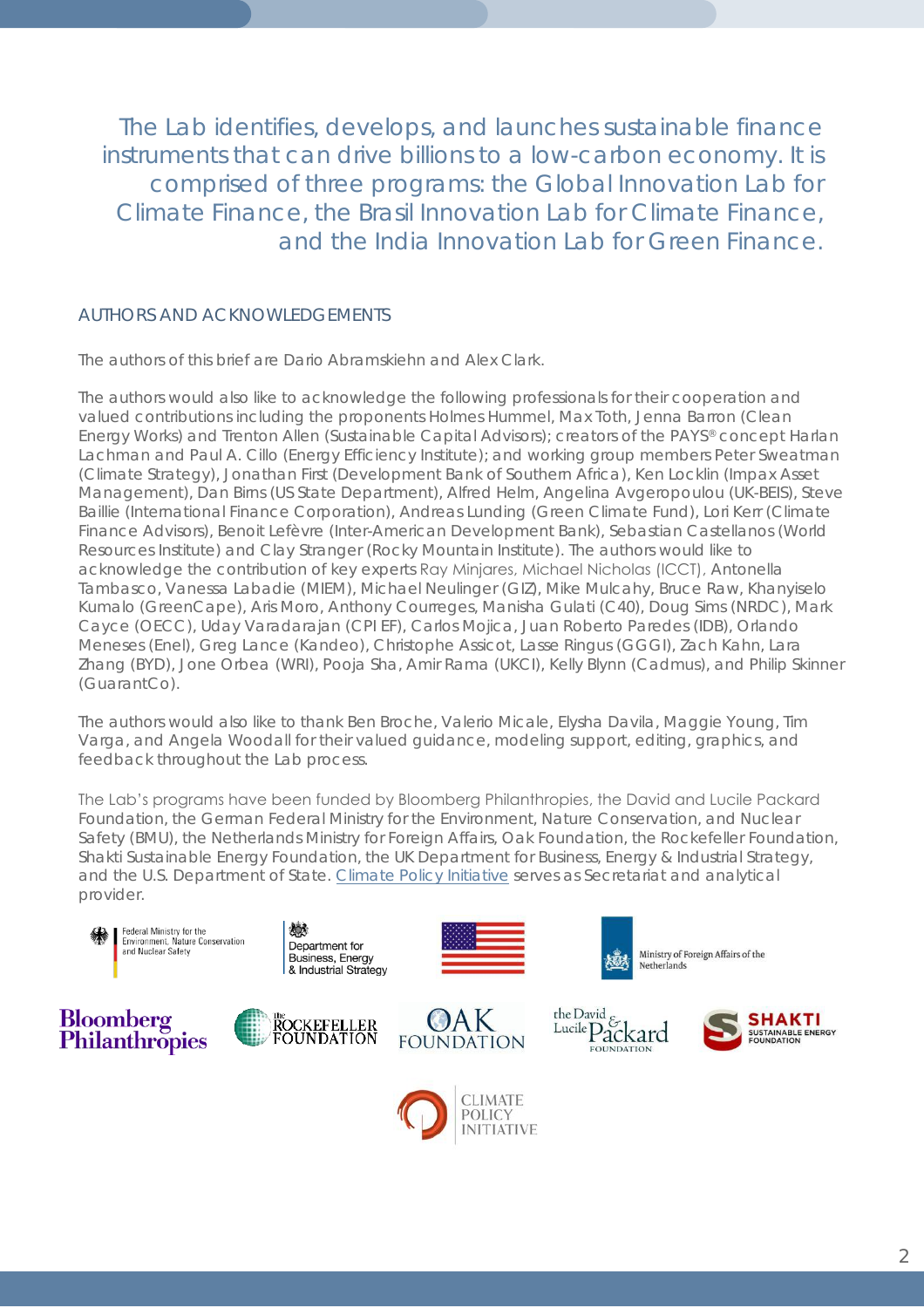The Lab identifies, develops, and launches sustainable finance instruments that can drive billions to a low-carbon economy. It is comprised of three programs: the Global Innovation Lab for Climate Finance, the Brasil Innovation Lab for Climate Finance, and the India Innovation Lab for Green Finance.

## AUTHORS AND ACKNOWLEDGEMENTS

The authors of this brief are Dario Abramskiehn and Alex Clark.

The authors would also like to acknowledge the following professionals for their cooperation and valued contributions including the proponents Holmes Hummel, Max Toth, Jenna Barron (Clean Energy Works) and Trenton Allen (Sustainable Capital Advisors); creators of the PAYS® concept Harlan Lachman and Paul A. Cillo (Energy Efficiency Institute); and working group members Peter Sweatman (Climate Strategy), Jonathan First (Development Bank of Southern Africa), Ken Locklin (Impax Asset Management), Dan Birns (US State Department), Alfred Helm, Angelina Avgeropoulou (UK-BEIS), Steve Baillie (International Finance Corporation), Andreas Lunding (Green Climate Fund), Lori Kerr (Climate Finance Advisors), Benoit Lefèvre (Inter-American Development Bank), Sebastian Castellanos (World Resources Institute) and Clay Stranger (Rocky Mountain Institute). The authors would like to acknowledge the contribution of key experts Ray Minjares, Michael Nicholas (ICCT), Antonella Tambasco, Vanessa Labadie (MIEM), Michael Neulinger (GIZ), Mike Mulcahy, Bruce Raw, Khanyiselo Kumalo (GreenCape), Aris Moro, Anthony Courreges, Manisha Gulati (C40), Doug Sims (NRDC), Mark Cayce (OECC), Uday Varadarajan (CPI EF), Carlos Mojica, Juan Roberto Paredes (IDB), Orlando Meneses (Enel), Greg Lance (Kandeo), Christophe Assicot, Lasse Ringus (GGGI), Zach Kahn, Lara Zhang (BYD), Jone Orbea (WRI), Pooja Sha, Amir Rama (UKCI), Kelly Blynn (Cadmus), and Philip Skinner (GuarantCo).

The authors would also like to thank Ben Broche, Valerio Micale, Elysha Davila, Maggie Young, Tim Varga, and Angela Woodall for their valued guidance, modeling support, editing, graphics, and feedback throughout the Lab process.

The Lab's programs have been funded by Bloomberg Philanthropies, the David and Lucile Packard Foundation, the German Federal Ministry for the Environment, Nature Conservation, and Nuclear Safety (BMU), the Netherlands Ministry for Foreign Affairs, Oak Foundation, the Rockefeller Foundation, Shakti Sustainable Energy Foundation, the UK Department for Business, Energy & Industrial Strategy, and the U.S. Department of State. Climate Policy Initiative serves as Secretariat and analytical provider.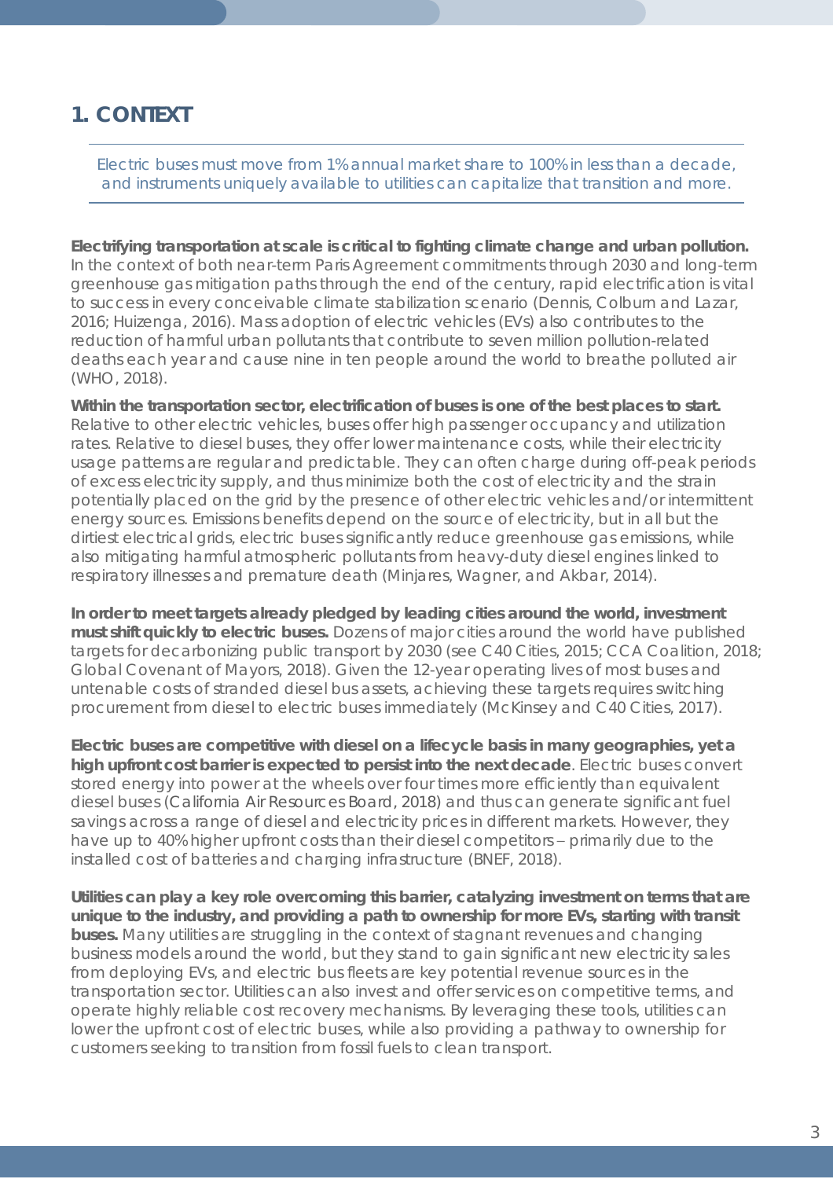## 1. CONTEXT

*Electric buses must move from 1% annual market share to 100% in less than a decade, and instruments uniquely available to utilities can capitalize that transition and more.*

**Electrifying transportation at scale is critical to fighting climate change and urban pollution.** In the context of both near-term Paris Agreement commitments through 2030 and long-term greenhouse gas mitigation paths through the end of the century, rapid electrification is vital to success in every conceivable climate stabilization scenario (Dennis, Colburn and Lazar, 2016; Huizenga, 2016). Mass adoption of electric vehicles (EVs) also contributes to the reduction of harmful urban pollutants that contribute to seven million pollution-related deaths each year and cause nine in ten people around the world to breathe polluted air (WHO, 2018).

**Within the transportation sector, electrification of buses is one of the best places to start.** Relative to other electric vehicles, buses offer high passenger occupancy and utilization rates. Relative to diesel buses, they offer lower maintenance costs, while their electricity usage patterns are regular and predictable. They can often charge during off-peak periods of excess electricity supply, and thus minimize both the cost of electricity and the strain potentially placed on the grid by the presence of other electric vehicles and/or intermittent energy sources. Emissions benefits depend on the source of electricity, but in all but the dirtiest electrical grids, electric buses significantly reduce greenhouse gas emissions, while also mitigating harmful atmospheric pollutants from heavy-duty diesel engines linked to respiratory illnesses and premature death (Minjares, Wagner, and Akbar, 2014).

**In order to meet targets already pledged by leading cities around the world, investment must shift quickly to electric buses.** Dozens of major cities around the world have published targets for decarbonizing public transport by 2030 (see C40 Cities, 2015; CCA Coalition, 2018; Global Covenant of Mayors, 2018). Given the 12-year operating lives of most buses and untenable costs of stranded diesel bus assets, achieving these targets requires switching procurement from diesel to electric buses immediately (McKinsey and C40 Cities, 2017).

**Electric buses are competitive with diesel on a lifecycle basis in many geographies, yet a high upfront cost barrier is expected to persist into the next decade**. Electric buses convert stored energy into power at the wheels over four times more efficiently than equivalent diesel buses (California Air Resources Board, 2018) and thus can generate significant fuel savings across a range of diesel and electricity prices in different markets. However, they have up to 40% higher upfront costs than their diesel competitors – primarily due to the installed cost of batteries and charging infrastructure (BNEF, 2018).

**Utilities can play a key role overcoming this barrier, catalyzing investment on terms that are unique to the industry, and providing a path to ownership for more EVs, starting with transit buses.** Many utilities are struggling in the context of stagnant revenues and changing business models around the world, but they stand to gain significant new electricity sales from deploying EVs, and electric bus fleets are key potential revenue sources in the transportation sector. Utilities can also invest and offer services on competitive terms, and operate highly reliable cost recovery mechanisms. By leveraging these tools, utilities can lower the upfront cost of electric buses, while also providing a pathway to ownership for customers seeking to transition from fossil fuels to clean transport.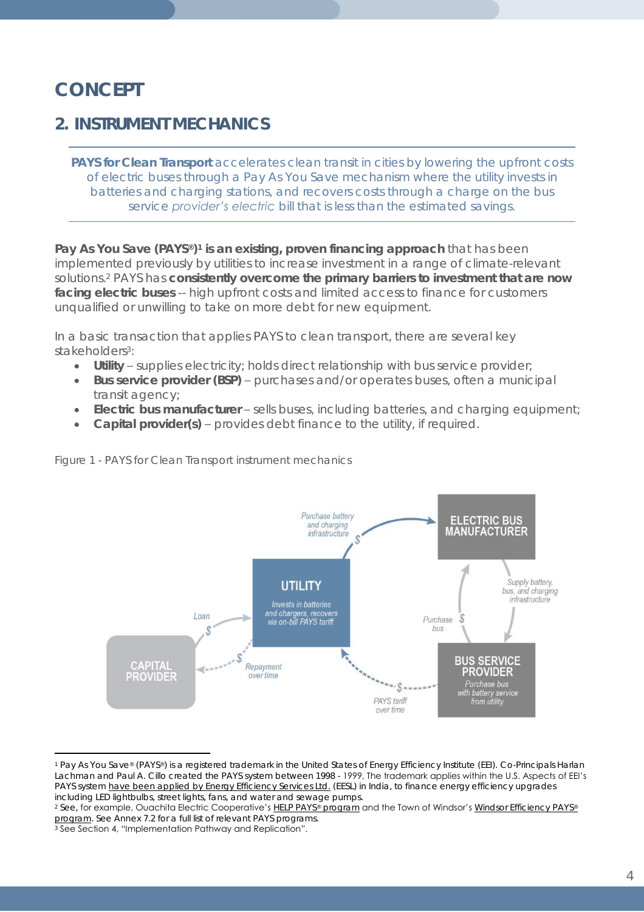# CONCEPT

## 2. INSTRUMENT MECHANICS

**PAYS for Clean Transport** accelerates clean transit in cities by lowering the upfront costs of electric buses through a Pay As You Save mechanism where the utility invests in batteries and charging stations, and recovers costs through a charge on the bus service *provider's electric* bill that is less than the estimated savings.

**Pay As You Save (PAYS®)[1] is an existing, proven financing approach** that has been implemented previously by utilities to increase investment in a range of climate-relevant solutions.[2] PAYS has **consistently overcome the primary barriers to investment that are now facing electric buses** -- high upfront costs and limited access to finance for customers unqualified or unwilling to take on more debt for new equipment.

In a basic transaction that applies PAYS to clean transport, there are several key stakeholders[3]:

- **Utility** – supplies electricity; holds direct relationship with bus service provider;
- **Bus service provider (BSP)** – purchases and/or operates buses, often a municipal transit agency;
- **Electric bus manufacturer** – sells buses, including batteries, and charging equipment;
- **Capital provider(s)** – provides debt finance to the utility, if required.

Figure 1 - PAYS for Clean Transport instrument mechanics

UTILITY: Invests in batteries and chargers, recovers via on-bill PAYS tariff.

ELECTRIC BUS MANUFACTURER

BUS SERVICE PROVIDER: Purchase bus with battery service from utility.

CAPITAL PROVIDER

Purchase battery and charging infrastructure $ · Supply battery, bus, and charging infrastructure · Purchase bus $ · PAYS tariff over time $ · Loan $ · Repayment over time $

---

[1] Pay As You Save® (PAYS®) is a registered trademark in the United States of Energy Efficiency Institute (EEI). Co-Principals Harlan Lachman and Paul A. Cillo created the PAYS system between 1998 - 1999, The trademark applies within the U.S. Aspects of EEI's PAYS system have been applied by Energy Efficiency Services Ltd. (EESL) in India, to finance energy efficiency upgrades including LED lightbulbs, street lights, fans, and water and sewage pumps.

[2] See, for example, Ouachita Electric Cooperative's HELP PAYS® program and the Town of Windsor's Windsor Efficiency PAYS® program. See Annex 7.2 for a full list of relevant PAYS programs.

[3] See Section 4, "Implementation Pathway and Replication".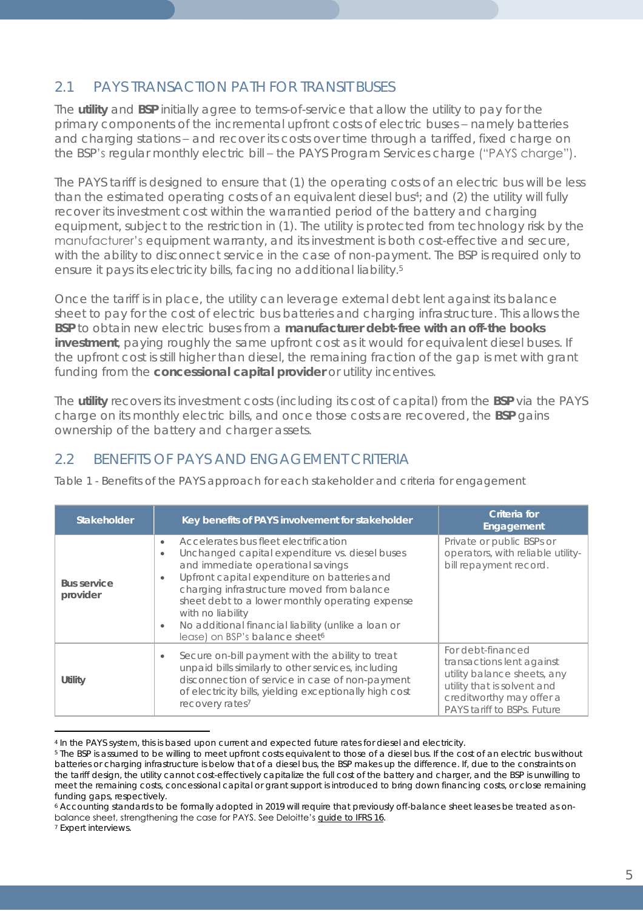## 2.1 PAYS TRANSACTION PATH FOR TRANSIT BUSES

The **utility** and **BSP** initially agree to terms-of-service that allow the utility to pay for the primary components of the incremental upfront costs of electric buses – namely batteries and charging stations – and recover its costs over time through a tariffed, fixed charge on the BSP's regular monthly electric bill – the PAYS Program Services charge ("PAYS charge").

The PAYS tariff is designed to ensure that (1) the operating costs of an electric bus will be less than the estimated operating costs of an equivalent diesel bus[4]; and (2) the utility will fully recover its investment cost within the warrantied period of the battery and charging equipment, subject to the restriction in (1). The utility is protected from technology risk by the manufacturer's equipment warranty, and its investment is both cost-effective and secure, with the ability to disconnect service in the case of non-payment. The BSP is required only to ensure it pays its electricity bills, facing no additional liability.[5]

Once the tariff is in place, the utility can leverage external debt lent against its balance sheet to pay for the cost of electric bus batteries and charging infrastructure. This allows the **BSP** to obtain new electric buses from a **manufacturer debt-free with an off-the books investment**, paying roughly the same upfront cost as it would for equivalent diesel buses. If the upfront cost is still higher than diesel, the remaining fraction of the gap is met with grant funding from the **concessional capital provider** or utility incentives.

The **utility** recovers its investment costs (including its cost of capital) from the **BSP** via the PAYS charge on its monthly electric bills, and once those costs are recovered, the **BSP** gains ownership of the battery and charger assets.

## 2.2 BENEFITS OF PAYS AND ENGAGEMENT CRITERIA

Table 1 - Benefits of the PAYS approach for each stakeholder and criteria for engagement

| Stakeholder | Key benefits of PAYS involvement for stakeholder | Criteria for Engagement |
|---|---|---|
| **Bus service provider** | • Accelerates bus fleet electrification<br>• Unchanged capital expenditure vs. diesel buses and immediate operational savings<br>• Upfront capital expenditure on batteries and charging infrastructure moved from balance sheet debt to a lower monthly operating expense with no liability<br>• No additional financial liability (unlike a loan or lease) on BSP's balance sheet[6] | Private or public BSPs or operators, with reliable utility-bill repayment record. |
| **Utility** | • Secure on-bill payment with the ability to treat unpaid bills similarly to other services, including disconnection of service in case of non-payment of electricity bills, yielding exceptionally high cost recovery rates[7] | For debt-financed transactions lent against utility balance sheets, any utility that is solvent and creditworthy may offer a PAYS tariff to BSPs. Future |

[4] In the PAYS system, this is based upon current and expected future rates for diesel and electricity.

[5] The BSP is assumed to be willing to meet upfront costs equivalent to those of a diesel bus. If the cost of an electric bus without batteries or charging infrastructure is below that of a diesel bus, the BSP makes up the difference. If, due to the constraints on the tariff design, the utility cannot cost-effectively capitalize the full cost of the battery and charger, and the BSP is unwilling to meet the remaining costs, concessional capital or grant support is introduced to bring down financing costs, or close remaining funding gaps, respectively.

[6] Accounting standards to be formally adopted in 2019 will require that previously off-balance sheet leases be treated as on-balance sheet, strengthening the case for PAYS. See Deloitte's guide to IFRS 16.

[7] Expert interviews.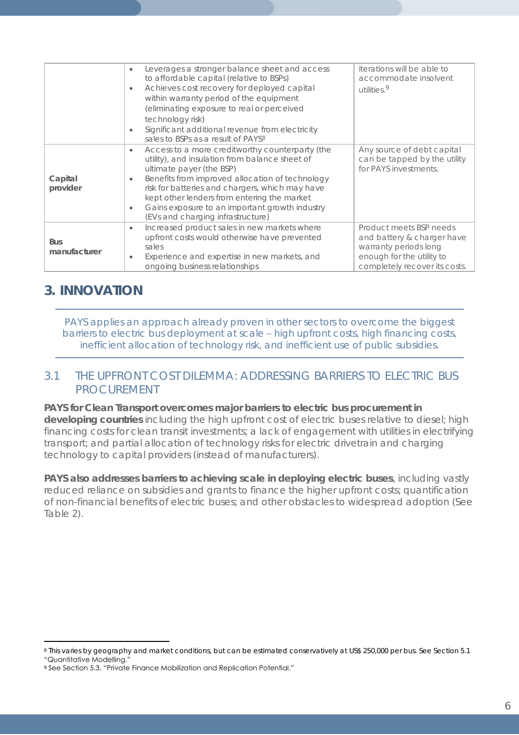| | | |
|---|---|---|
| | • Leverages a stronger balance sheet and access to affordable capital (relative to BSPs)<br>• Achieves cost recovery for deployed capital within warranty period of the equipment (eliminating exposure to real or perceived technology risk)<br>• Significant additional revenue from electricity sales to BSPs as a result of PAYS[8] | iterations will be able to accommodate insolvent utilities.[9] |
| **Capital provider** | • Access to a more creditworthy counterparty (the utility), and insulation from balance sheet of ultimate payer (the BSP)<br>• Benefits from improved allocation of technology risk for batteries and chargers, which may have kept other lenders from entering the market<br>• Gains exposure to an important growth industry (EVs and charging infrastructure) | Any source of debt capital can be tapped by the utility for PAYS investments. |
| **Bus manufacturer** | • Increased product sales in new markets where upfront costs would otherwise have prevented sales<br>• Experience and expertise in new markets, and ongoing business relationships | Product meets BSP needs and battery & charger have warranty periods long enough for the utility to completely recover its costs. |

# 3. INNOVATION

PAYS applies an approach already proven in other sectors to overcome the biggest barriers to electric bus deployment at scale – high upfront costs, high financing costs, inefficient allocation of technology risk, and inefficient use of public subsidies.

## 3.1 THE UPFRONT COST DILEMMA: ADDRESSING BARRIERS TO ELECTRIC BUS PROCUREMENT

**PAYS for Clean Transport overcomes major barriers to electric bus procurement in developing countries** including the high upfront cost of electric buses relative to diesel; high financing costs for clean transit investments; a lack of engagement with utilities in electrifying transport; and partial allocation of technology risks for electric drivetrain and charging technology to capital providers (instead of manufacturers).

**PAYS also addresses barriers to achieving scale in deploying electric buses**, including vastly reduced reliance on subsidies and grants to finance the higher upfront costs; quantification of non-financial benefits of electric buses; and other obstacles to widespread adoption (See Table 2).

[8] This varies by geography and market conditions, but can be estimated conservatively at US$ 250,000 per bus. See Section 5.1 "Quantitative Modelling."

[9] See Section 5.3, "Private Finance Mobilization and Replication Potential."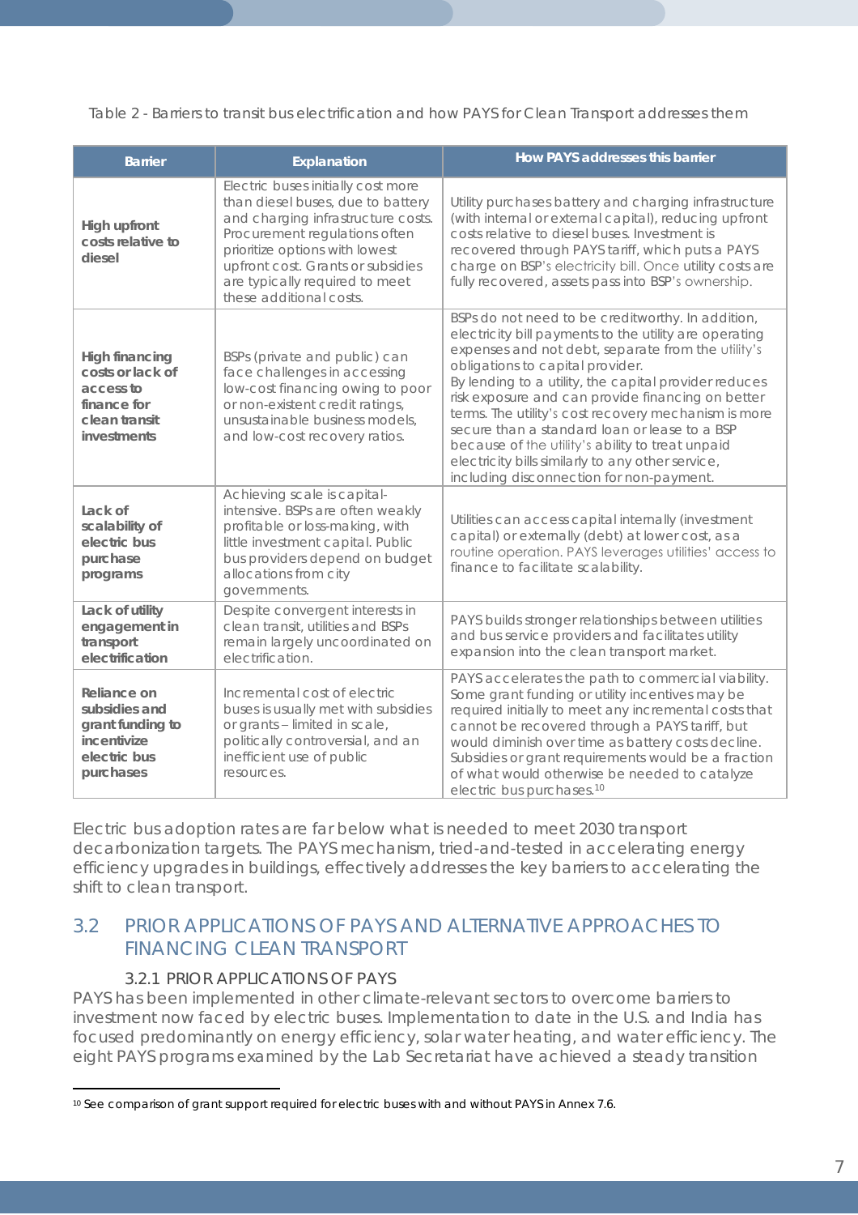Table 2 - Barriers to transit bus electrification and how PAYS for Clean Transport addresses them

| Barrier | Explanation | How PAYS addresses this barrier |
|---|---|---|
| **High upfront costs relative to diesel** | Electric buses initially cost more than diesel buses, due to battery and charging infrastructure costs. Procurement regulations often prioritize options with lowest upfront cost. Grants or subsidies are typically required to meet these additional costs. | Utility purchases battery and charging infrastructure (with internal or external capital), reducing upfront costs relative to diesel buses. Investment is recovered through PAYS tariff, which puts a PAYS charge on BSP's electricity bill. Once utility costs are fully recovered, assets pass into BSP's ownership. |
| **High financing costs or lack of access to finance for clean transit investments** | BSPs (private and public) can face challenges in accessing low-cost financing owing to poor or non-existent credit ratings, unsustainable business models, and low-cost recovery ratios. | BSPs do not need to be creditworthy. In addition, electricity bill payments to the utility are operating expenses and not debt, separate from the utility's obligations to capital provider. By lending to a utility, the capital provider reduces risk exposure and can provide financing on better terms. The utility's cost recovery mechanism is more secure than a standard loan or lease to a BSP because of the utility's ability to treat unpaid electricity bills similarly to any other service, including disconnection for non-payment. |
| **Lack of scalability of electric bus purchase programs** | Achieving scale is capital-intensive. BSPs are often weakly profitable or loss-making, with little investment capital. Public bus providers depend on budget allocations from city governments. | Utilities can access capital internally (investment capital) or externally (debt) at lower cost, as a routine operation. PAYS leverages utilities' access to finance to facilitate scalability. |
| **Lack of utility engagement in transport electrification** | Despite convergent interests in clean transit, utilities and BSPs remain largely uncoordinated on electrification. | PAYS builds stronger relationships between utilities and bus service providers and facilitates utility expansion into the clean transport market. |
| **Reliance on subsidies and grant funding to incentivize electric bus purchases** | Incremental cost of electric buses is usually met with subsidies or grants – limited in scale, politically controversial, and an inefficient use of public resources. | PAYS accelerates the path to commercial viability. Some grant funding or utility incentives may be required initially to meet any incremental costs that cannot be recovered through a PAYS tariff, but would diminish over time as battery costs decline. Subsidies or grant requirements would be a fraction of what would otherwise be needed to catalyze electric bus purchases.[10] |

Electric bus adoption rates are far below what is needed to meet 2030 transport decarbonization targets. The PAYS mechanism, tried-and-tested in accelerating energy efficiency upgrades in buildings, effectively addresses the key barriers to accelerating the shift to clean transport.

## 3.2 PRIOR APPLICATIONS OF PAYS AND ALTERNATIVE APPROACHES TO FINANCING CLEAN TRANSPORT

### 3.2.1 PRIOR APPLICATIONS OF PAYS

PAYS has been implemented in other climate-relevant sectors to overcome barriers to investment now faced by electric buses. Implementation to date in the U.S. and India has focused predominantly on energy efficiency, solar water heating, and water efficiency. The eight PAYS programs examined by the Lab Secretariat have achieved a steady transition

[10] See comparison of grant support required for electric buses with and without PAYS in Annex 7.6.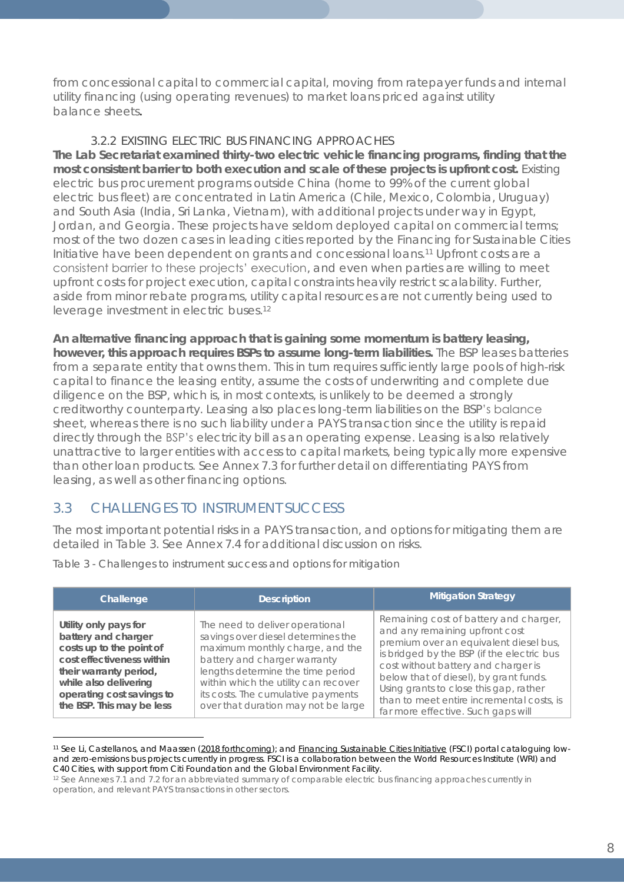from concessional capital to commercial capital, moving from ratepayer funds and internal utility financing (using operating revenues) to market loans priced against utility balance sheets.

### 3.2.2 EXISTING ELECTRIC BUS FINANCING APPROACHES

**The Lab Secretariat examined thirty-two electric vehicle financing programs, finding that the most consistent barrier to both execution and scale of these projects is upfront cost.** Existing electric bus procurement programs outside China (home to 99% of the current global electric bus fleet) are concentrated in Latin America (Chile, Mexico, Colombia, Uruguay) and South Asia (India, Sri Lanka, Vietnam), with additional projects under way in Egypt, Jordan, and Georgia. These projects have seldom deployed capital on commercial terms; most of the two dozen cases in leading cities reported by the Financing for Sustainable Cities Initiative have been dependent on grants and concessional loans.[11] Upfront costs are a consistent barrier to these projects' execution, and even when parties are willing to meet upfront costs for project execution, capital constraints heavily restrict scalability. Further, aside from minor rebate programs, utility capital resources are not currently being used to leverage investment in electric buses.[12]

**An alternative financing approach that is gaining some momentum is battery leasing, however, this approach requires BSPs to assume long-term liabilities.** The BSP leases batteries from a separate entity that owns them. This in turn requires sufficiently large pools of high-risk capital to finance the leasing entity, assume the costs of underwriting and complete due diligence on the BSP, which is, in most contexts, is unlikely to be deemed a strongly creditworthy counterparty. Leasing also places long-term liabilities on the BSP's balance sheet, whereas there is no such liability under a PAYS transaction since the utility is repaid directly through the BSP's electricity bill as an operating expense. Leasing is also relatively unattractive to larger entities with access to capital markets, being typically more expensive than other loan products. See Annex 7.3 for further detail on differentiating PAYS from leasing, as well as other financing options.

## 3.3 CHALLENGES TO INSTRUMENT SUCCESS

The most important potential risks in a PAYS transaction, and options for mitigating them are detailed in Table 3. See Annex 7.4 for additional discussion on risks.

Table 3 - Challenges to instrument success and options for mitigation

| Challenge | Description | Mitigation Strategy |
|---|---|---|
| **Utility only pays for battery and charger costs up to the point of cost effectiveness within their warranty period, while also delivering operating cost savings to the BSP. This may be less** | The need to deliver operational savings over diesel determines the maximum monthly charge, and the battery and charger warranty lengths determine the time period within which the utility can recover its costs. The cumulative payments over that duration may not be large | Remaining cost of battery and charger, and any remaining upfront cost premium over an equivalent diesel bus, is bridged by the BSP (if the electric bus cost without battery and charger is below that of diesel), by grant funds. Using grants to close this gap, rather than to meet entire incremental costs, is far more effective. Such gaps will |

[11] See Li, Castellanos, and Maassen (2018 forthcoming); and Financing Sustainable Cities Initiative (FSCI) portal cataloguing low- and zero-emissions bus projects currently in progress. FSCI is a collaboration between the World Resources Institute (WRI) and C40 Cities, with support from Citi Foundation and the Global Environment Facility.

[12] See Annexes 7.1 and 7.2 for an abbreviated summary of comparable electric bus financing approaches currently in operation, and relevant PAYS transactions in other sectors.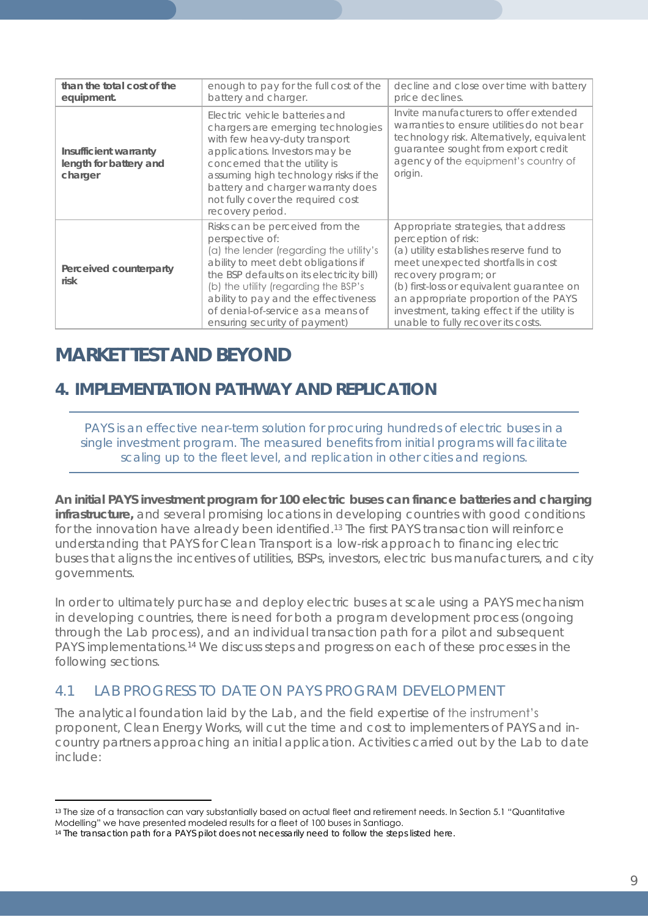| | | |
|---|---|---|
| **than the total cost of the equipment.** | enough to pay for the full cost of the battery and charger. | decline and close over time with battery price declines. |
| **Insufficient warranty length for battery and charger** | Electric vehicle batteries and chargers are emerging technologies with few heavy-duty transport applications. Investors may be concerned that the utility is assuming high technology risks if the battery and charger warranty does not fully cover the required cost recovery period. | Invite manufacturers to offer extended warranties to ensure utilities do not bear technology risk. Alternatively, equivalent guarantee sought from export credit agency of the equipment's country of origin. |
| **Perceived counterparty risk** | Risks can be perceived from the perspective of:<br>(a) the lender (regarding the utility's ability to meet debt obligations if the BSP defaults on its electricity bill)<br>(b) the utility (regarding the BSP's ability to pay and the effectiveness of denial-of-service as a means of ensuring security of payment) | Appropriate strategies, that address perception of risk:<br>(a) utility establishes reserve fund to meet unexpected shortfalls in cost recovery program; or<br>(b) first-loss or equivalent guarantee on an appropriate proportion of the PAYS investment, taking effect if the utility is unable to fully recover its costs. |

# MARKET TEST AND BEYOND

## 4. IMPLEMENTATION PATHWAY AND REPLICATION

PAYS is an effective near-term solution for procuring hundreds of electric buses in a single investment program. The measured benefits from initial programs will facilitate scaling up to the fleet level, and replication in other cities and regions.

**An initial PAYS investment program for 100 electric buses can finance batteries and charging infrastructure,** and several promising locations in developing countries with good conditions for the innovation have already been identified.[13] The first PAYS transaction will reinforce understanding that PAYS for Clean Transport is a low-risk approach to financing electric buses that aligns the incentives of utilities, BSPs, investors, electric bus manufacturers, and city governments.

In order to ultimately purchase and deploy electric buses at scale using a PAYS mechanism in developing countries, there is need for both a program development process (ongoing through the Lab process), and an individual transaction path for a pilot and subsequent PAYS implementations.[14] We discuss steps and progress on each of these processes in the following sections.

### 4.1 LAB PROGRESS TO DATE ON PAYS PROGRAM DEVELOPMENT

The analytical foundation laid by the Lab, and the field expertise of the instrument's proponent, Clean Energy Works, will cut the time and cost to implementers of PAYS and in-country partners approaching an initial application. Activities carried out by the Lab to date include:

---

[13] The size of a transaction can vary substantially based on actual fleet and retirement needs. In Section 5.1 "Quantitative Modelling" we have presented modeled results for a fleet of 100 buses in Santiago.

[14] The transaction path for a PAYS pilot does not necessarily need to follow the steps listed here.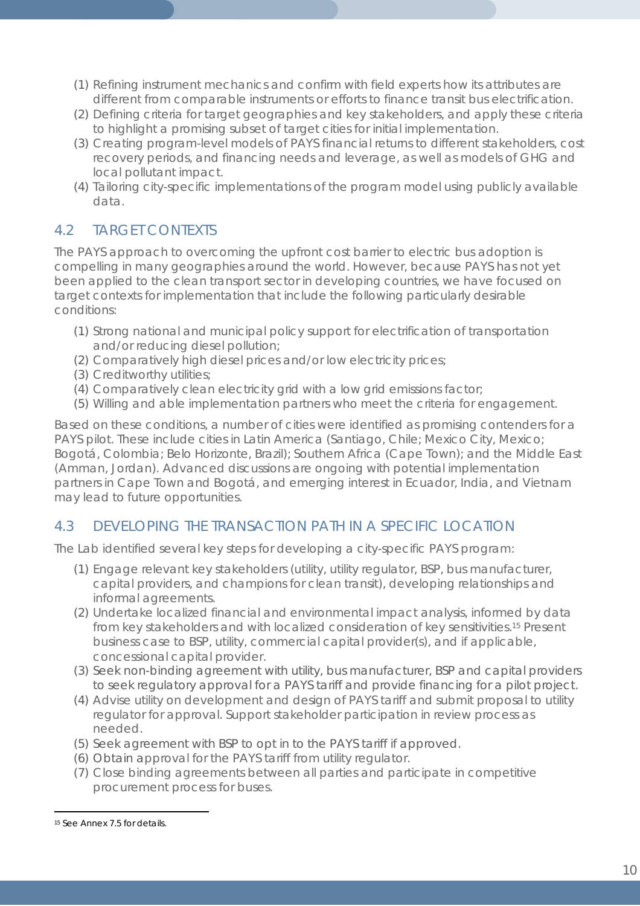(1) Refining instrument mechanics and confirm with field experts how its attributes are different from comparable instruments or efforts to finance transit bus electrification.
(2) Defining criteria for target geographies and key stakeholders, and apply these criteria to highlight a promising subset of target cities for initial implementation.
(3) Creating program-level models of PAYS financial returns to different stakeholders, cost recovery periods, and financing needs and leverage, as well as models of GHG and local pollutant impact.
(4) Tailoring city-specific implementations of the program model using publicly available data.

## 4.2 TARGET CONTEXTS

The PAYS approach to overcoming the upfront cost barrier to electric bus adoption is compelling in many geographies around the world. However, because PAYS has not yet been applied to the clean transport sector in developing countries, we have focused on target contexts for implementation that include the following particularly desirable conditions:

(1) Strong national and municipal policy support for electrification of transportation and/or reducing diesel pollution;
(2) Comparatively high diesel prices and/or low electricity prices;
(3) Creditworthy utilities;
(4) Comparatively clean electricity grid with a low grid emissions factor;
(5) Willing and able implementation partners who meet the criteria for engagement.

Based on these conditions, a number of cities were identified as promising contenders for a PAYS pilot. These include cities in Latin America (Santiago, Chile; Mexico City, Mexico; Bogotá, Colombia; Belo Horizonte, Brazil); Southern Africa (Cape Town); and the Middle East (Amman, Jordan). Advanced discussions are ongoing with potential implementation partners in Cape Town and Bogotá, and emerging interest in Ecuador, India, and Vietnam may lead to future opportunities.

## 4.3 DEVELOPING THE TRANSACTION PATH IN A SPECIFIC LOCATION

The Lab identified several key steps for developing a city-specific PAYS program:

(1) Engage relevant key stakeholders (utility, utility regulator, BSP, bus manufacturer, capital providers, and champions for clean transit), developing relationships and informal agreements.
(2) Undertake localized financial and environmental impact analysis, informed by data from key stakeholders and with localized consideration of key sensitivities.[15] Present business case to BSP, utility, commercial capital provider(s), and if applicable, concessional capital provider.
(3) Seek non-binding agreement with utility, bus manufacturer, BSP and capital providers to seek regulatory approval for a PAYS tariff and provide financing for a pilot project.
(4) Advise utility on development and design of PAYS tariff and submit proposal to utility regulator for approval. Support stakeholder participation in review process as needed.
(5) Seek agreement with BSP to opt in to the PAYS tariff if approved.
(6) Obtain approval for the PAYS tariff from utility regulator.
(7) Close binding agreements between all parties and participate in competitive procurement process for buses.

---

[15] See Annex 7.5 for details.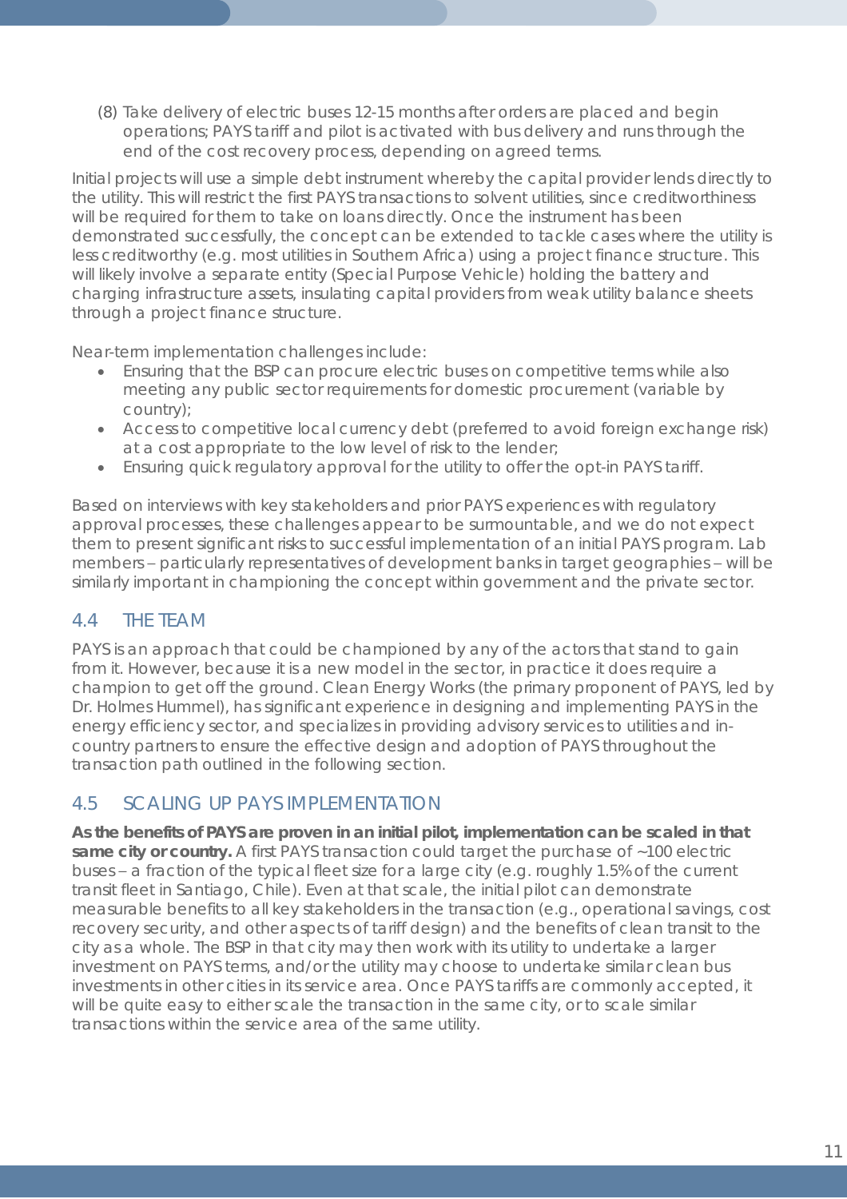(8) Take delivery of electric buses 12-15 months after orders are placed and begin operations; PAYS tariff and pilot is activated with bus delivery and runs through the end of the cost recovery process, depending on agreed terms.

Initial projects will use a simple debt instrument whereby the capital provider lends directly to the utility. This will restrict the first PAYS transactions to solvent utilities, since creditworthiness will be required for them to take on loans directly. Once the instrument has been demonstrated successfully, the concept can be extended to tackle cases where the utility is less creditworthy (e.g. most utilities in Southern Africa) using a project finance structure. This will likely involve a separate entity (Special Purpose Vehicle) holding the battery and charging infrastructure assets, insulating capital providers from weak utility balance sheets through a project finance structure.

Near-term implementation challenges include:

- Ensuring that the BSP can procure electric buses on competitive terms while also meeting any public sector requirements for domestic procurement (variable by country);
- Access to competitive local currency debt (preferred to avoid foreign exchange risk) at a cost appropriate to the low level of risk to the lender;
- Ensuring quick regulatory approval for the utility to offer the opt-in PAYS tariff.

Based on interviews with key stakeholders and prior PAYS experiences with regulatory approval processes, these challenges appear to be surmountable, and we do not expect them to present significant risks to successful implementation of an initial PAYS program. Lab members – particularly representatives of development banks in target geographies – will be similarly important in championing the concept within government and the private sector.

## 4.4 THE TEAM

PAYS is an approach that could be championed by any of the actors that stand to gain from it. However, because it is a new model in the sector, in practice it does require a champion to get off the ground. Clean Energy Works (the primary proponent of PAYS, led by Dr. Holmes Hummel), has significant experience in designing and implementing PAYS in the energy efficiency sector, and specializes in providing advisory services to utilities and in-country partners to ensure the effective design and adoption of PAYS throughout the transaction path outlined in the following section.

## 4.5 SCALING UP PAYS IMPLEMENTATION

**As the benefits of PAYS are proven in an initial pilot, implementation can be scaled in that same city or country.** A first PAYS transaction could target the purchase of ~100 electric buses – a fraction of the typical fleet size for a large city (e.g. roughly 1.5% of the current transit fleet in Santiago, Chile). Even at that scale, the initial pilot can demonstrate measurable benefits to all key stakeholders in the transaction (e.g., operational savings, cost recovery security, and other aspects of tariff design) and the benefits of clean transit to the city as a whole. The BSP in that city may then work with its utility to undertake a larger investment on PAYS terms, and/or the utility may choose to undertake similar clean bus investments in other cities in its service area. Once PAYS tariffs are commonly accepted, it will be quite easy to either scale the transaction in the same city, or to scale similar transactions within the service area of the same utility.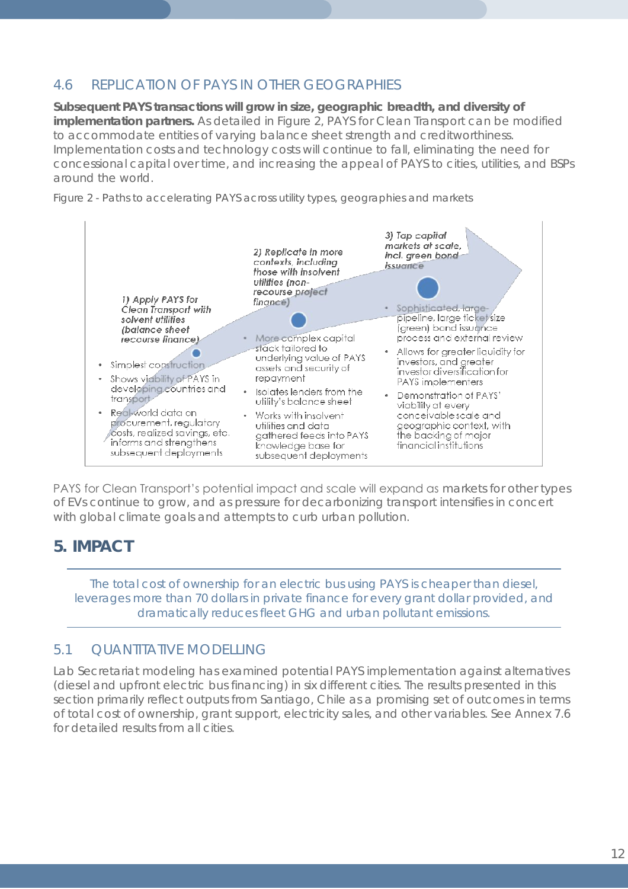## 4.6 REPLICATION OF PAYS IN OTHER GEOGRAPHIES

**Subsequent PAYS transactions will grow in size, geographic breadth, and diversity of implementation partners.** As detailed in Figure 2, PAYS for Clean Transport can be modified to accommodate entities of varying balance sheet strength and creditworthiness. Implementation costs and technology costs will continue to fall, eliminating the need for concessional capital over time, and increasing the appeal of PAYS to cities, utilities, and BSPs around the world.

Figure 2 - Paths to accelerating PAYS across utility types, geographies and markets

*1) Apply PAYS for Clean Transport with solvent utilities (balance sheet recourse finance)*

- Simplest construction
- Shows viability of PAYS in developing countries and transport
- Real-world data on procurement, regulatory costs, realized savings, etc. informs and strengthens subsequent deployments

*2) Replicate in more contexts, including those with insolvent utilities (non-recourse project finance)*

- More complex capital stack tailored to underlying value of PAYS assets and security of repayment
- Isolates lenders from the utility's balance sheet
- Works with insolvent utilities and data gathered feeds into PAYS knowledge base for subsequent deployments

*3) Tap capital markets at scale, incl. green bond issuance*

- Sophisticated, large-pipeline, large ticket size (green) bond issuance process and external review
- Allows for greater liquidity for investors, and greater investor diversification for PAYS implementers
- Demonstration of PAYS' viability at every conceivable scale and geographic context, with the backing of major financial institutions

PAYS for Clean Transport's potential impact and scale will expand as markets for other types of EVs continue to grow, and as pressure for decarbonizing transport intensifies in concert with global climate goals and attempts to curb urban pollution.

# 5. IMPACT

The total cost of ownership for an electric bus using PAYS is cheaper than diesel, leverages more than 70 dollars in private finance for every grant dollar provided, and dramatically reduces fleet GHG and urban pollutant emissions.

## 5.1 QUANTITATIVE MODELLING

Lab Secretariat modeling has examined potential PAYS implementation against alternatives (diesel and upfront electric bus financing) in six different cities. The results presented in this section primarily reflect outputs from Santiago, Chile as a promising set of outcomes in terms of total cost of ownership, grant support, electricity sales, and other variables. See Annex 7.6 for detailed results from all cities.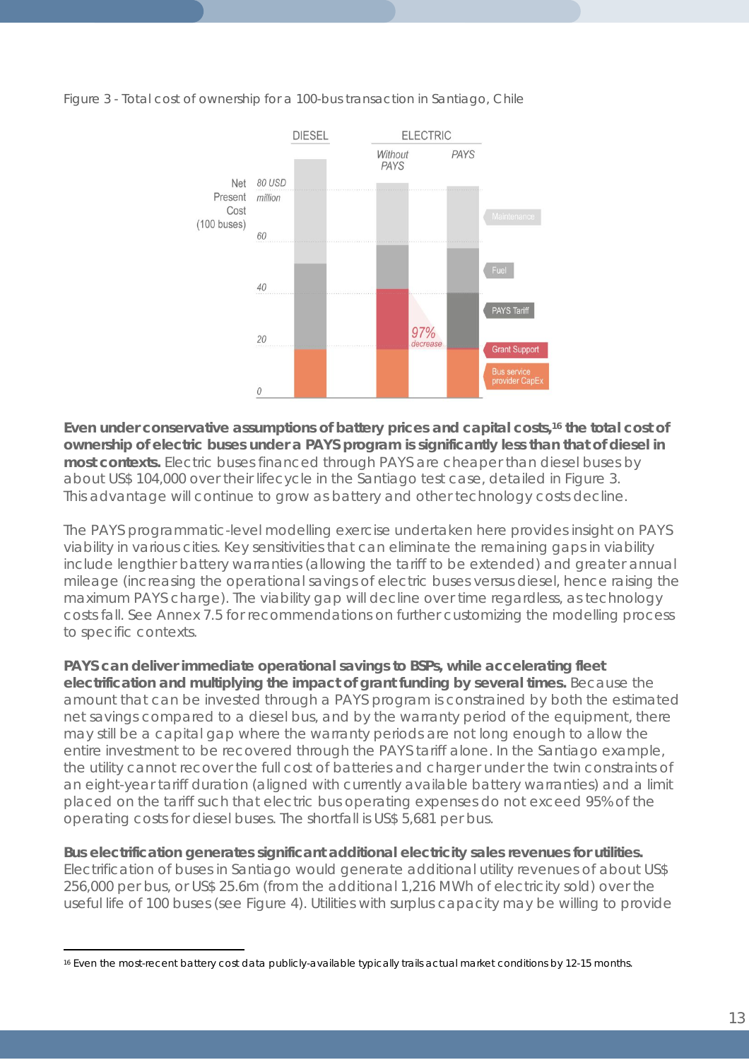Figure 3 - Total cost of ownership for a 100-bus transaction in Santiago, Chile

**Even under conservative assumptions of battery prices and capital costs,[16] the total cost of ownership of electric buses under a PAYS program is significantly less than that of diesel in most contexts.** Electric buses financed through PAYS are cheaper than diesel buses by about US$ 104,000 over their lifecycle in the Santiago test case, detailed in Figure 3. This advantage will continue to grow as battery and other technology costs decline.

The PAYS programmatic-level modelling exercise undertaken here provides insight on PAYS viability in various cities. Key sensitivities that can eliminate the remaining gaps in viability include lengthier battery warranties (allowing the tariff to be extended) and greater annual mileage (increasing the operational savings of electric buses versus diesel, hence raising the maximum PAYS charge). The viability gap will decline over time regardless, as technology costs fall. See Annex 7.5 for recommendations on further customizing the modelling process to specific contexts.

**PAYS can deliver immediate operational savings to BSPs, while accelerating fleet electrification and multiplying the impact of grant funding by several times.** Because the amount that can be invested through a PAYS program is constrained by both the estimated net savings compared to a diesel bus, and by the warranty period of the equipment, there may still be a capital gap where the warranty periods are not long enough to allow the entire investment to be recovered through the PAYS tariff alone. In the Santiago example, the utility cannot recover the full cost of batteries and charger under the twin constraints of an eight-year tariff duration (aligned with currently available battery warranties) and a limit placed on the tariff such that electric bus operating expenses do not exceed 95% of the operating costs for diesel buses. The shortfall is US$ 5,681 per bus.

**Bus electrification generates significant additional electricity sales revenues for utilities.** Electrification of buses in Santiago would generate additional utility revenues of about US$ 256,000 per bus, or US$ 25.6m (from the additional 1,216 MWh of electricity sold) over the useful life of 100 buses (see Figure 4). Utilities with surplus capacity may be willing to provide

[16] Even the most-recent battery cost data publicly-available typically trails actual market conditions by 12-15 months.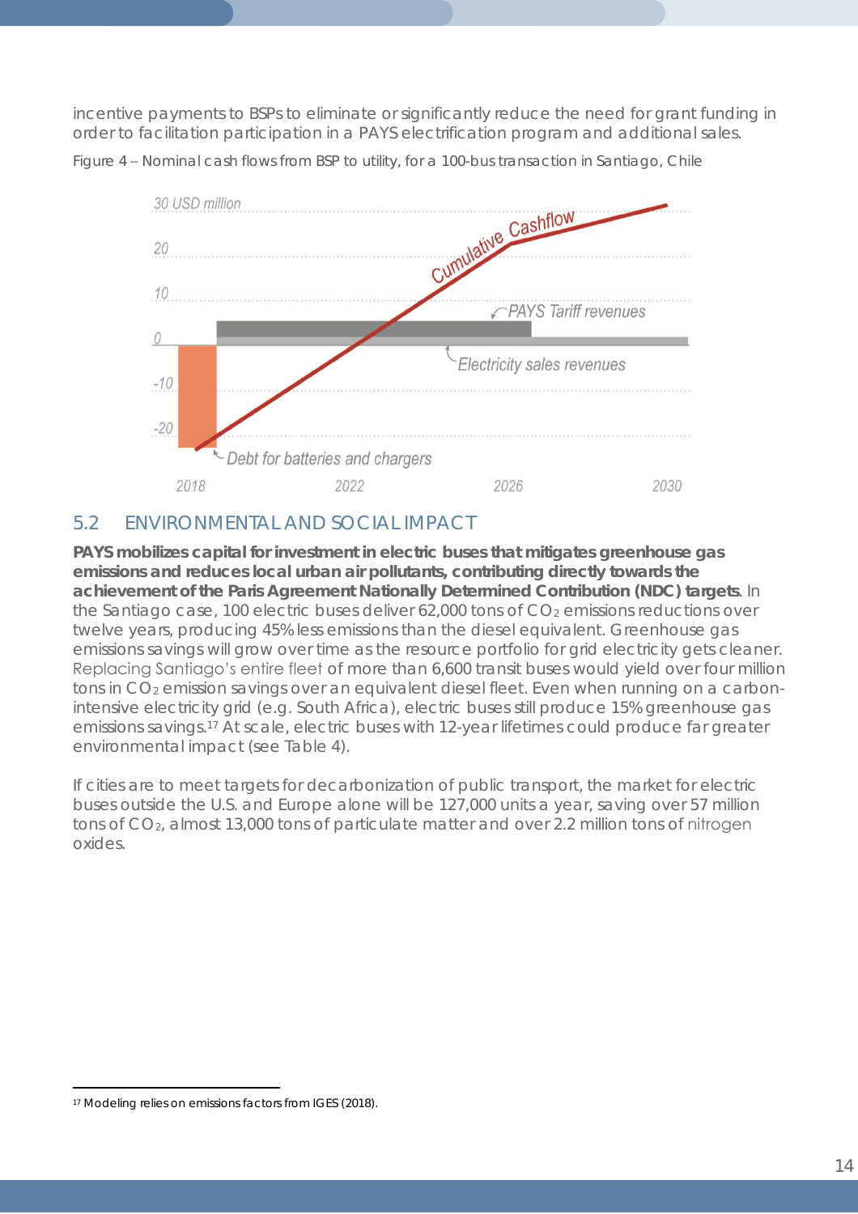incentive payments to BSPs to eliminate or significantly reduce the need for grant funding in order to facilitation participation in a PAYS electrification program and additional sales.

Figure 4 – Nominal cash flows from BSP to utility, for a 100-bus transaction in Santiago, Chile

## 5.2 ENVIRONMENTAL AND SOCIAL IMPACT

**PAYS mobilizes capital for investment in electric buses that mitigates greenhouse gas emissions and reduces local urban air pollutants, contributing directly towards the achievement of the Paris Agreement Nationally Determined Contribution (NDC) targets**. In the Santiago case, 100 electric buses deliver 62,000 tons of $CO_2$ emissions reductions over twelve years, producing 45% less emissions than the diesel equivalent. Greenhouse gas emissions savings will grow over time as the resource portfolio for grid electricity gets cleaner. Replacing Santiago's entire fleet of more than 6,600 transit buses would yield over four million tons in $CO_2$ emission savings over an equivalent diesel fleet. Even when running on a carbon-intensive electricity grid (e.g. South Africa), electric buses still produce 15% greenhouse gas emissions savings.[17] At scale, electric buses with 12-year lifetimes could produce far greater environmental impact (see Table 4).

If cities are to meet targets for decarbonization of public transport, the market for electric buses outside the U.S. and Europe alone will be 127,000 units a year, saving over 57 million tons of $CO_2$, almost 13,000 tons of particulate matter and over 2.2 million tons of nitrogen oxides.

[17] Modeling relies on emissions factors from IGES (2018).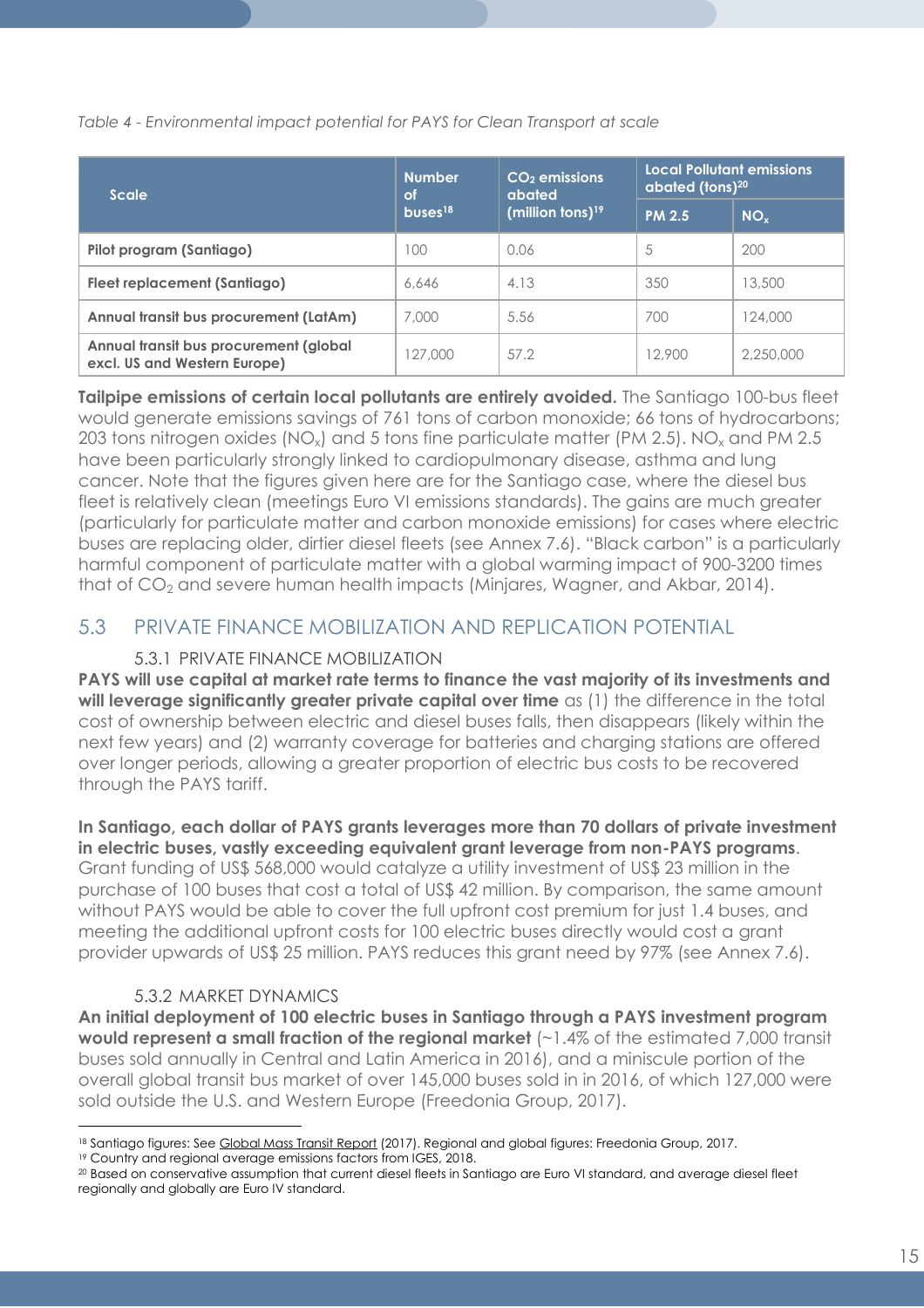*Table 4 - Environmental impact potential for PAYS for Clean Transport at scale*

| Scale | Number of buses[18] | $CO_2$ emissions abated (million tons)[19] | Local Pollutant emissions abated (tons)[20] | |
|---|---|---|---|---|
| | | | PM 2.5 | $NO_x$ |
| **Pilot program (Santiago)** | 100 | 0.06 | 5 | 200 |
| **Fleet replacement (Santiago)** | 6,646 | 4.13 | 350 | 13,500 |
| **Annual transit bus procurement (LatAm)** | 7,000 | 5.56 | 700 | 124,000 |
| **Annual transit bus procurement (global excl. US and Western Europe)** | 127,000 | 57.2 | 12,900 | 2,250,000 |

**Tailpipe emissions of certain local pollutants are entirely avoided.** The Santiago 100-bus fleet would generate emissions savings of 761 tons of carbon monoxide; 66 tons of hydrocarbons; 203 tons nitrogen oxides ($NO_x$) and 5 tons fine particulate matter (PM 2.5). $NO_x$ and PM 2.5 have been particularly strongly linked to cardiopulmonary disease, asthma and lung cancer. Note that the figures given here are for the Santiago case, where the diesel bus fleet is relatively clean (meetings Euro VI emissions standards). The gains are much greater (particularly for particulate matter and carbon monoxide emissions) for cases where electric buses are replacing older, dirtier diesel fleets (see Annex 7.6). "Black carbon" is a particularly harmful component of particulate matter with a global warming impact of 900-3200 times that of $CO_2$ and severe human health impacts (Minjares, Wagner, and Akbar, 2014).

## 5.3 PRIVATE FINANCE MOBILIZATION AND REPLICATION POTENTIAL

### 5.3.1 PRIVATE FINANCE MOBILIZATION

**PAYS will use capital at market rate terms to finance the vast majority of its investments and will leverage significantly greater private capital over time** as (1) the difference in the total cost of ownership between electric and diesel buses falls, then disappears (likely within the next few years) and (2) warranty coverage for batteries and charging stations are offered over longer periods, allowing a greater proportion of electric bus costs to be recovered through the PAYS tariff.

**In Santiago, each dollar of PAYS grants leverages more than 70 dollars of private investment in electric buses, vastly exceeding equivalent grant leverage from non-PAYS programs**. Grant funding of US$ 568,000 would catalyze a utility investment of US$ 23 million in the purchase of 100 buses that cost a total of US$ 42 million. By comparison, the same amount without PAYS would be able to cover the full upfront cost premium for just 1.4 buses, and meeting the additional upfront costs for 100 electric buses directly would cost a grant provider upwards of US$ 25 million. PAYS reduces this grant need by 97% (see Annex 7.6).

### 5.3.2 MARKET DYNAMICS

**An initial deployment of 100 electric buses in Santiago through a PAYS investment program would represent a small fraction of the regional market** (~1.4% of the estimated 7,000 transit buses sold annually in Central and Latin America in 2016), and a miniscule portion of the overall global transit bus market of over 145,000 buses sold in in 2016, of which 127,000 were sold outside the U.S. and Western Europe (Freedonia Group, 2017).

---

[18] Santiago figures: See Global Mass Transit Report (2017). Regional and global figures: Freedonia Group, 2017.

[19] Country and regional average emissions factors from IGES, 2018.

[20] Based on conservative assumption that current diesel fleets in Santiago are Euro VI standard, and average diesel fleet regionally and globally are Euro IV standard.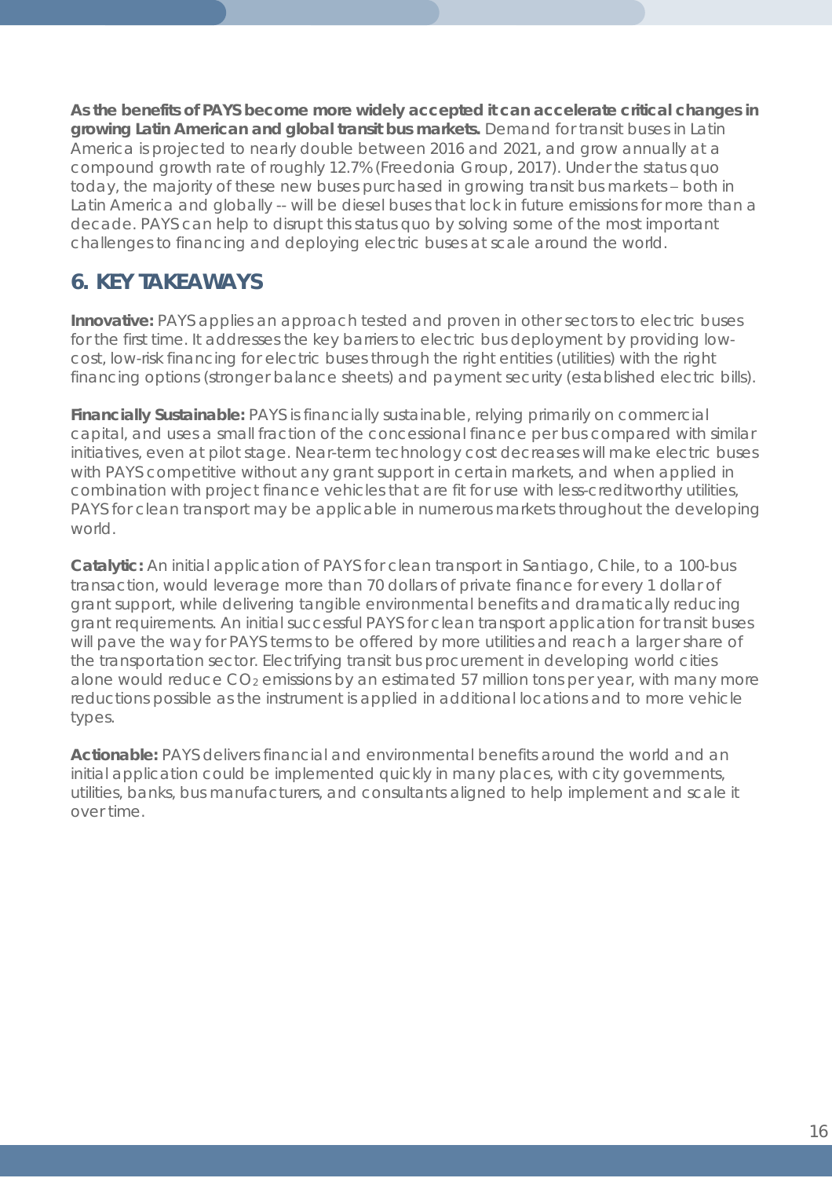**As the benefits of PAYS become more widely accepted it can accelerate critical changes in growing Latin American and global transit bus markets.** Demand for transit buses in Latin America is projected to nearly double between 2016 and 2021, and grow annually at a compound growth rate of roughly 12.7% (Freedonia Group, 2017). Under the status quo today, the majority of these new buses purchased in growing transit bus markets – both in Latin America and globally -- will be diesel buses that lock in future emissions for more than a decade. PAYS can help to disrupt this status quo by solving some of the most important challenges to financing and deploying electric buses at scale around the world.

## 6. KEY TAKEAWAYS

**Innovative:** PAYS applies an approach tested and proven in other sectors to electric buses for the first time. It addresses the key barriers to electric bus deployment by providing low-cost, low-risk financing for electric buses through the right entities (utilities) with the right financing options (stronger balance sheets) and payment security (established electric bills).

**Financially Sustainable:** PAYS is financially sustainable, relying primarily on commercial capital, and uses a small fraction of the concessional finance per bus compared with similar initiatives, even at pilot stage. Near-term technology cost decreases will make electric buses with PAYS competitive without any grant support in certain markets, and when applied in combination with project finance vehicles that are fit for use with less-creditworthy utilities, PAYS for clean transport may be applicable in numerous markets throughout the developing world.

**Catalytic:** An initial application of PAYS for clean transport in Santiago, Chile, to a 100-bus transaction, would leverage more than 70 dollars of private finance for every 1 dollar of grant support, while delivering tangible environmental benefits and dramatically reducing grant requirements. An initial successful PAYS for clean transport application for transit buses will pave the way for PAYS terms to be offered by more utilities and reach a larger share of the transportation sector. Electrifying transit bus procurement in developing world cities alone would reduce $CO_2$ emissions by an estimated 57 million tons per year, with many more reductions possible as the instrument is applied in additional locations and to more vehicle types.

**Actionable:** PAYS delivers financial and environmental benefits around the world and an initial application could be implemented quickly in many places, with city governments, utilities, banks, bus manufacturers, and consultants aligned to help implement and scale it over time.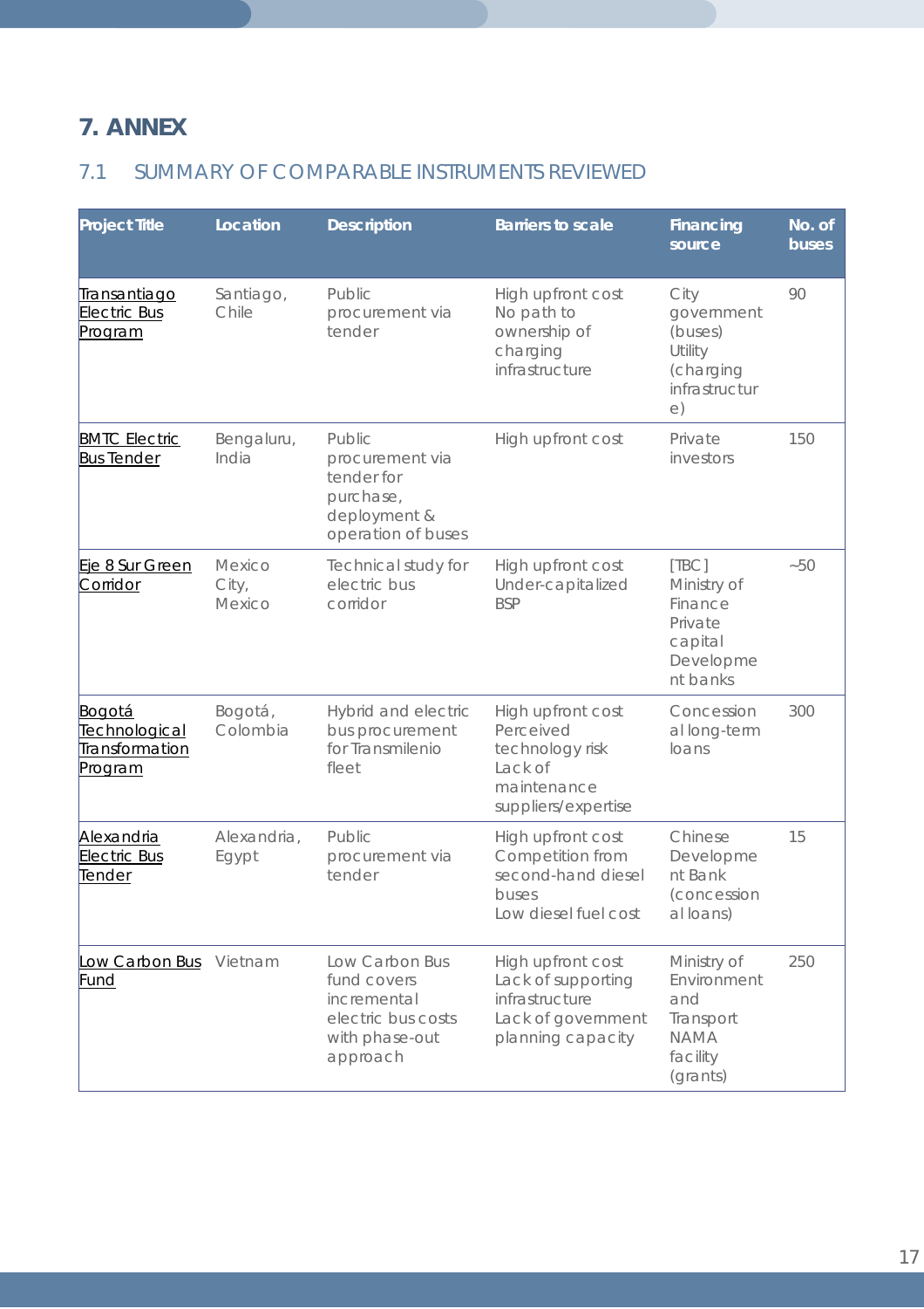# 7. ANNEX

## 7.1 SUMMARY OF COMPARABLE INSTRUMENTS REVIEWED

| Project Title | Location | Description | Barriers to scale | Financing source | No. of buses |
|---|---|---|---|---|---|
| Transantiago Electric Bus Program | Santiago, Chile | Public procurement via tender | High upfront cost<br>No path to ownership of charging infrastructure | City government (buses)<br>Utility (charging infrastructure) | 90 |
| BMTC Electric Bus Tender | Bengaluru, India | Public procurement via tender for purchase, deployment & operation of buses | High upfront cost | Private investors | 150 |
| Eje 8 Sur Green Corridor | Mexico City, Mexico | Technical study for electric bus corridor | High upfront cost<br>Under-capitalized BSP | [TBC]<br>Ministry of Finance<br>Private capital<br>Development banks | ~50 |
| Bogotá Technological Transformation Program | Bogotá, Colombia | Hybrid and electric bus procurement for Transmilenio fleet | High upfront cost<br>Perceived technology risk<br>Lack of maintenance suppliers/expertise | Concessional long-term loans | 300 |
| Alexandria Electric Bus Tender | Alexandria, Egypt | Public procurement via tender | High upfront cost<br>Competition from second-hand diesel buses<br>Low diesel fuel cost | Chinese Development Bank (concessional loans) | 15 |
| Low Carbon Bus Fund | Vietnam | Low Carbon Bus fund covers incremental electric bus costs with phase-out approach | High upfront cost<br>Lack of supporting infrastructure<br>Lack of government planning capacity | Ministry of Environment and Transport NAMA facility (grants) | 250 |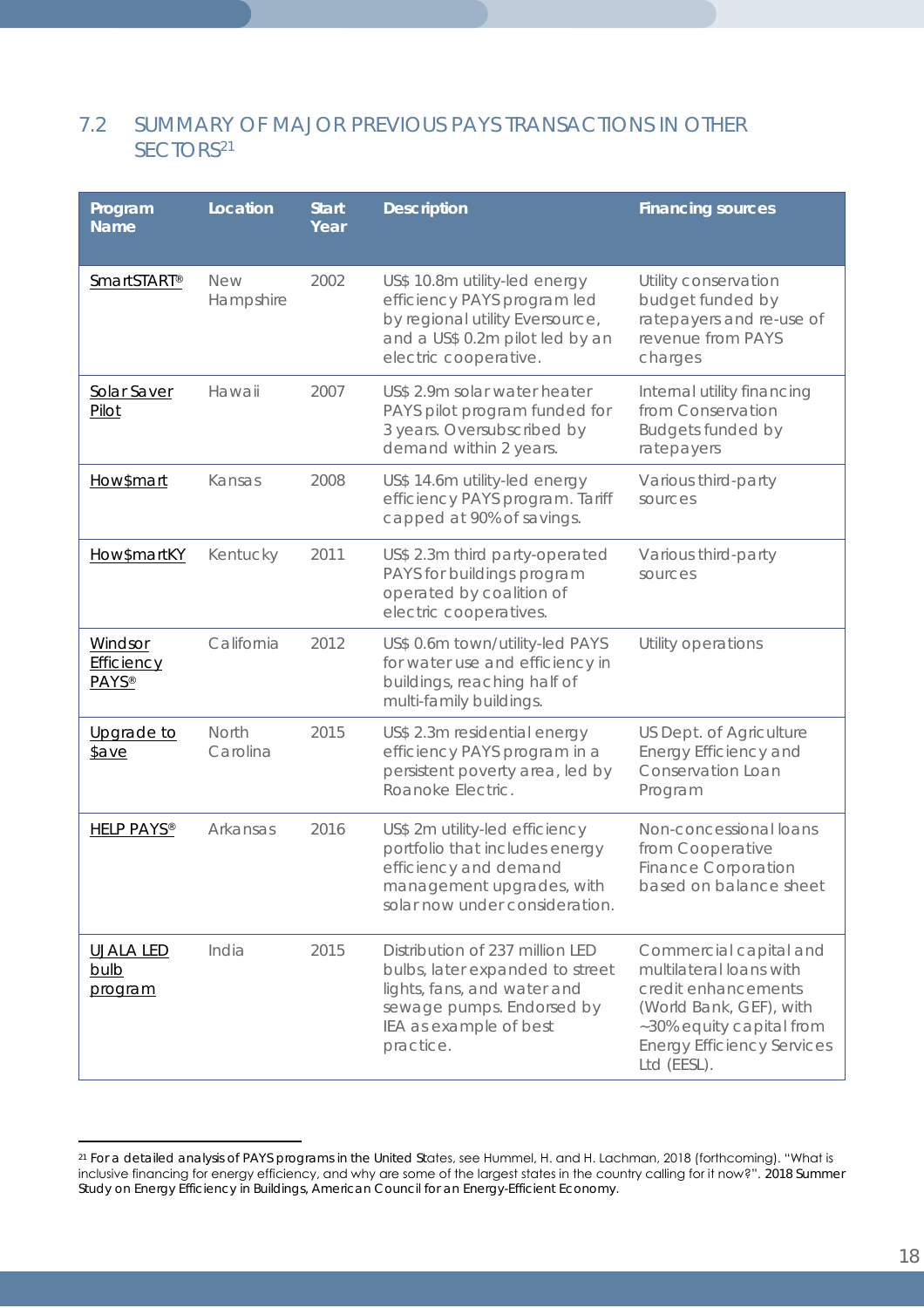## 7.2 SUMMARY OF MAJOR PREVIOUS PAYS TRANSACTIONS IN OTHER SECTORS[21]

| Program Name | Location | Start Year | Description | Financing sources |
|---|---|---|---|---|
| SmartSTART® | New Hampshire | 2002 | US$ 10.8m utility-led energy efficiency PAYS program led by regional utility Eversource, and a US$ 0.2m pilot led by an electric cooperative. | Utility conservation budget funded by ratepayers and re-use of revenue from PAYS charges |
| Solar Saver Pilot | Hawaii | 2007 | US$ 2.9m solar water heater PAYS pilot program funded for 3 years. Oversubscribed by demand within 2 years. | Internal utility financing from Conservation Budgets funded by ratepayers |
| How$mart | Kansas | 2008 | US$ 14.6m utility-led energy efficiency PAYS program. Tariff capped at 90% of savings. | Various third-party sources |
| How$martKY | Kentucky | 2011 | US$ 2.3m third party-operated PAYS for buildings program operated by coalition of electric cooperatives. | Various third-party sources |
| Windsor Efficiency PAYS® | California | 2012 | US$ 0.6m town/utility-led PAYS for water use and efficiency in buildings, reaching half of multi-family buildings. | Utility operations |
| Upgrade to $ave | North Carolina | 2015 | US$ 2.3m residential energy efficiency PAYS program in a persistent poverty area, led by Roanoke Electric. | US Dept. of Agriculture Energy Efficiency and Conservation Loan Program |
| HELP PAYS® | Arkansas | 2016 | US$ 2m utility-led efficiency portfolio that includes energy efficiency and demand management upgrades, with solar now under consideration. | Non-concessional loans from Cooperative Finance Corporation based on balance sheet |
| UJALA LED bulb program | India | 2015 | Distribution of 237 million LED bulbs, later expanded to street lights, fans, and water and sewage pumps. Endorsed by IEA as example of best practice. | Commercial capital and multilateral loans with credit enhancements (World Bank, GEF), with ~30% equity capital from Energy Efficiency Services Ltd (EESL). |

[21] For a detailed analysis of PAYS programs in the United States, see Hummel, H. and H. Lachman, 2018 (forthcoming). "What is inclusive financing for energy efficiency, and why are some of the largest states in the country calling for it now?". 2018 Summer Study on Energy Efficiency in Buildings, American Council for an Energy-Efficient Economy.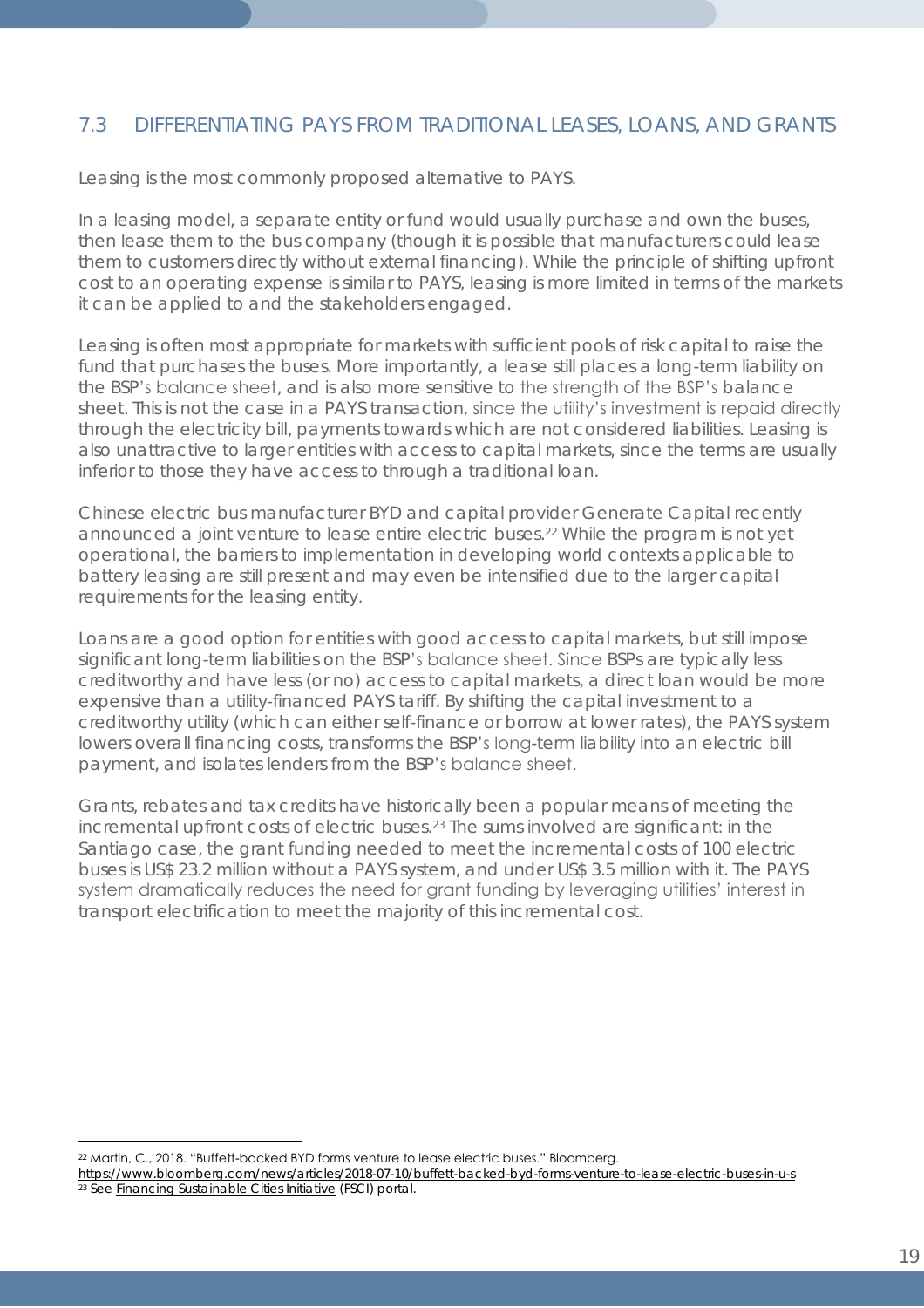## 7.3 DIFFERENTIATING PAYS FROM TRADITIONAL LEASES, LOANS, AND GRANTS

Leasing is the most commonly proposed alternative to PAYS.

In a leasing model, a separate entity or fund would usually purchase and own the buses, then lease them to the bus company (though it is possible that manufacturers could lease them to customers directly without external financing). While the principle of shifting upfront cost to an operating expense is similar to PAYS, leasing is more limited in terms of the markets it can be applied to and the stakeholders engaged.

Leasing is often most appropriate for markets with sufficient pools of risk capital to raise the fund that purchases the buses. More importantly, a lease still places a long-term liability on the BSP's balance sheet, and is also more sensitive to the strength of the BSP's balance sheet. This is not the case in a PAYS transaction, since the utility's investment is repaid directly through the electricity bill, payments towards which are not considered liabilities. Leasing is also unattractive to larger entities with access to capital markets, since the terms are usually inferior to those they have access to through a traditional loan.

Chinese electric bus manufacturer BYD and capital provider Generate Capital recently announced a joint venture to lease entire electric buses.[22] While the program is not yet operational, the barriers to implementation in developing world contexts applicable to battery leasing are still present and may even be intensified due to the larger capital requirements for the leasing entity.

Loans are a good option for entities with good access to capital markets, but still impose significant long-term liabilities on the BSP's balance sheet. Since BSPs are typically less creditworthy and have less (or no) access to capital markets, a direct loan would be more expensive than a utility-financed PAYS tariff. By shifting the capital investment to a creditworthy utility (which can either self-finance or borrow at lower rates), the PAYS system lowers overall financing costs, transforms the BSP's long-term liability into an electric bill payment, and isolates lenders from the BSP's balance sheet.

Grants, rebates and tax credits have historically been a popular means of meeting the incremental upfront costs of electric buses.[23] The sums involved are significant: in the Santiago case, the grant funding needed to meet the incremental costs of 100 electric buses is US$ 23.2 million without a PAYS system, and under US$ 3.5 million with it. The PAYS system dramatically reduces the need for grant funding by leveraging utilities' interest in transport electrification to meet the majority of this incremental cost.

---

[22] Martin, C., 2018. "Buffett-backed BYD forms venture to lease electric buses." Bloomberg. https://www.bloomberg.com/news/articles/2018-07-10/buffett-backed-byd-forms-venture-to-lease-electric-buses-in-u-s

[23] See Financing Sustainable Cities Initiative (FSCI) portal.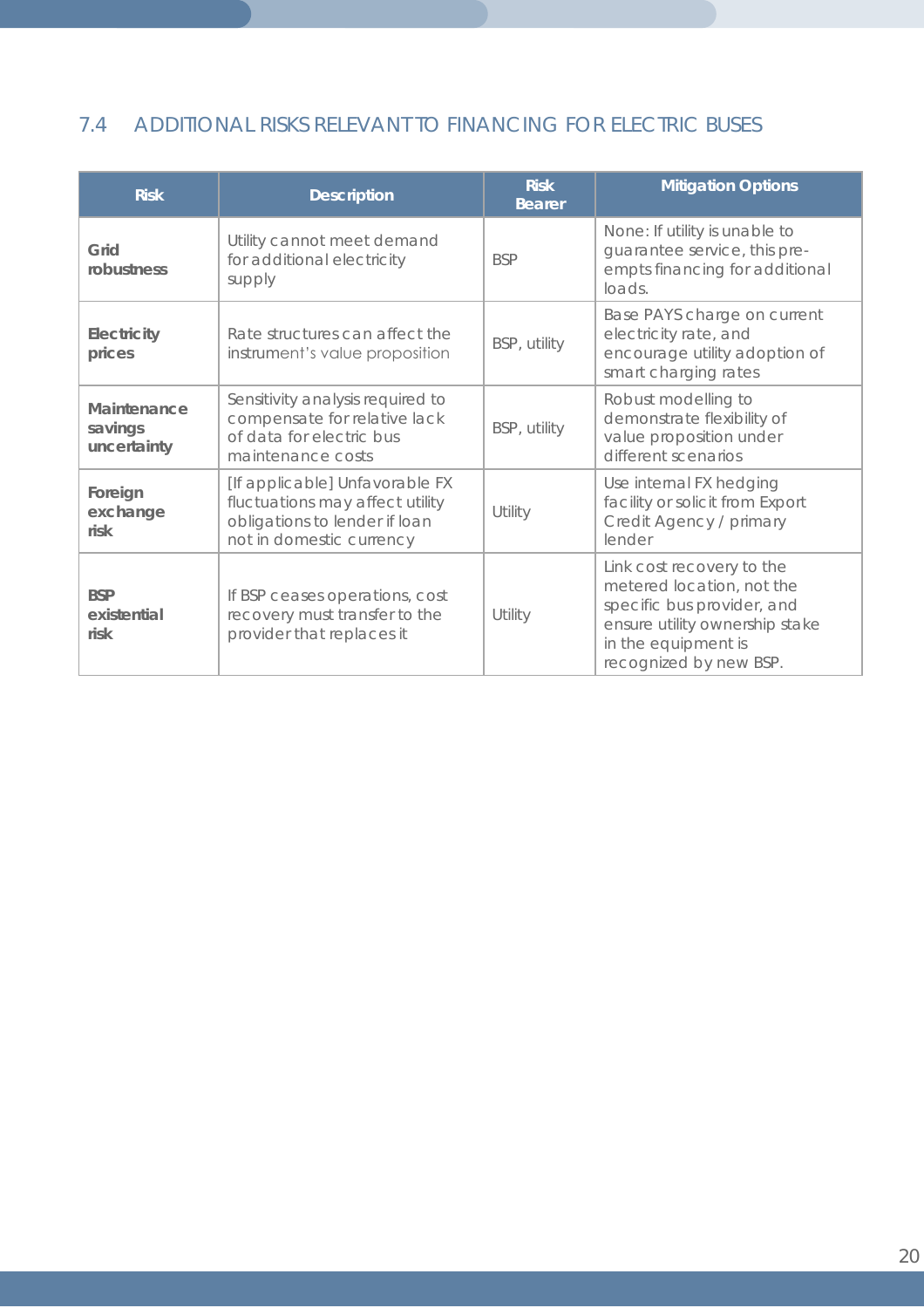## 7.4 ADDITIONAL RISKS RELEVANT TO FINANCING FOR ELECTRIC BUSES

| Risk | Description | Risk Bearer | Mitigation Options |
|---|---|---|---|
| **Grid robustness** | Utility cannot meet demand for additional electricity supply | BSP | None: If utility is unable to guarantee service, this pre-empts financing for additional loads. |
| **Electricity prices** | Rate structures can affect the instrument's value proposition | BSP, utility | Base PAYS charge on current electricity rate, and encourage utility adoption of smart charging rates |
| **Maintenance savings uncertainty** | Sensitivity analysis required to compensate for relative lack of data for electric bus maintenance costs | BSP, utility | Robust modelling to demonstrate flexibility of value proposition under different scenarios |
| **Foreign exchange risk** | [If applicable] Unfavorable FX fluctuations may affect utility obligations to lender if loan not in domestic currency | Utility | Use internal FX hedging facility or solicit from Export Credit Agency / primary lender |
| **BSP existential risk** | If BSP ceases operations, cost recovery must transfer to the provider that replaces it | Utility | Link cost recovery to the metered location, not the specific bus provider, and ensure utility ownership stake in the equipment is recognized by new BSP. |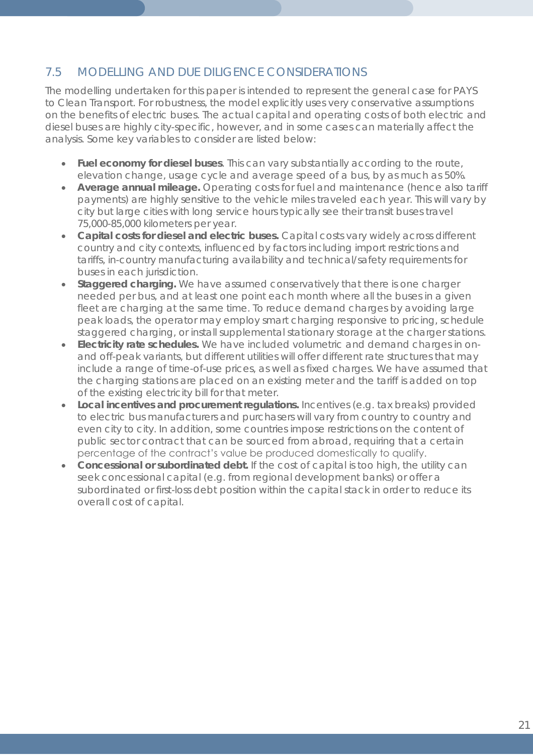## 7.5 MODELLING AND DUE DILIGENCE CONSIDERATIONS

The modelling undertaken for this paper is intended to represent the general case for PAYS to Clean Transport. For robustness, the model explicitly uses very conservative assumptions on the benefits of electric buses. The actual capital and operating costs of both electric and diesel buses are highly city-specific, however, and in some cases can materially affect the analysis. Some key variables to consider are listed below:

- **Fuel economy for diesel buses**. This can vary substantially according to the route, elevation change, usage cycle and average speed of a bus, by as much as 50%.
- **Average annual mileage.** Operating costs for fuel and maintenance (hence also tariff payments) are highly sensitive to the vehicle miles traveled each year. This will vary by city but large cities with long service hours typically see their transit buses travel 75,000-85,000 kilometers per year.
- **Capital costs for diesel and electric buses.** Capital costs vary widely across different country and city contexts, influenced by factors including import restrictions and tariffs, in-country manufacturing availability and technical/safety requirements for buses in each jurisdiction.
- **Staggered charging.** We have assumed conservatively that there is one charger needed per bus, and at least one point each month where all the buses in a given fleet are charging at the same time. To reduce demand charges by avoiding large peak loads, the operator may employ smart charging responsive to pricing, schedule staggered charging, or install supplemental stationary storage at the charger stations.
- **Electricity rate schedules.** We have included volumetric and demand charges in on- and off-peak variants, but different utilities will offer different rate structures that may include a range of time-of-use prices, as well as fixed charges. We have assumed that the charging stations are placed on an existing meter and the tariff is added on top of the existing electricity bill for that meter.
- **Local incentives and procurement regulations.** Incentives (e.g. tax breaks) provided to electric bus manufacturers and purchasers will vary from country to country and even city to city. In addition, some countries impose restrictions on the content of public sector contract that can be sourced from abroad, requiring that a certain percentage of the contract's value be produced domestically to qualify.
- **Concessional or subordinated debt.** If the cost of capital is too high, the utility can seek concessional capital (e.g. from regional development banks) or offer a subordinated or first-loss debt position within the capital stack in order to reduce its overall cost of capital.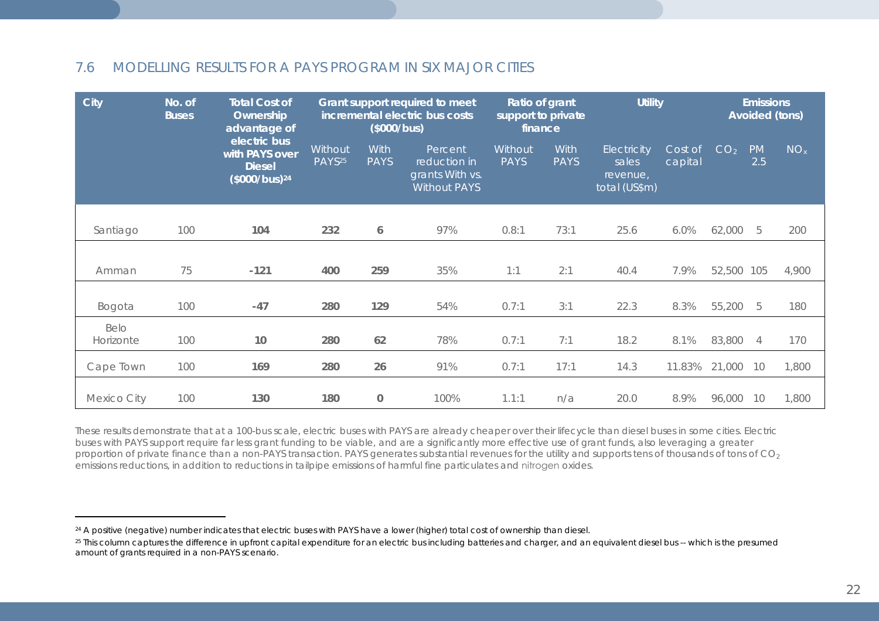## 7.6 MODELLING RESULTS FOR A PAYS PROGRAM IN SIX MAJOR CITIES

| City | No. of Buses | Total Cost of Ownership advantage of electric bus with PAYS over Diesel ($000/bus)[24] | Grant support required to meet incremental electric bus costs ($000/bus) | | | Ratio of grant support to private finance | | Utility | | Emissions Avoided (tons) | | |
|---|---|---|---|---|---|---|---|---|---|---|---|---|
| | | | Without PAYS[25] | With PAYS | Percent reduction in grants With vs. Without PAYS | Without PAYS | With PAYS | Electricity sales revenue, total (US$m) | Cost of capital | $CO_2$ | PM 2.5 | $NO_x$ |
| Santiago | 100 | **104** | **232** | **6** | 97% | 0.8:1 | 73:1 | 25.6 | 6.0% | 62,000 | 5 | 200 |
| Amman | 75 | **-121** | **400** | **259** | 35% | 1:1 | 2:1 | 40.4 | 7.9% | 52,500 | 105 | 4,900 |
| Bogota | 100 | **-47** | **280** | **129** | 54% | 0.7:1 | 3:1 | 22.3 | 8.3% | 55,200 | 5 | 180 |
| Belo Horizonte | 100 | **10** | **280** | **62** | 78% | 0.7:1 | 7:1 | 18.2 | 8.1% | 83,800 | 4 | 170 |
| Cape Town | 100 | **169** | **280** | **26** | 91% | 0.7:1 | 17:1 | 14.3 | 11.83% | 21,000 | 10 | 1,800 |
| Mexico City | 100 | **130** | **180** | **0** | 100% | 1.1:1 | n/a | 20.0 | 8.9% | 96,000 | 10 | 1,800 |

*These results demonstrate that at a 100-bus scale, electric buses with PAYS are already cheaper over their lifecycle than diesel buses in some cities. Electric buses with PAYS support require far less grant funding to be viable, and are a significantly more effective use of grant funds, also leveraging a greater proportion of private finance than a non-PAYS transaction. PAYS generates substantial revenues for the utility and supports tens of thousands of tons of $CO_2$ emissions reductions, in addition to reductions in tailpipe emissions of harmful fine particulates and nitrogen oxides.*

---

[24] A positive (negative) number indicates that electric buses with PAYS have a lower (higher) total cost of ownership than diesel.

[25] This column captures the difference in upfront capital expenditure for an electric bus including batteries and charger, and an equivalent diesel bus -- which is the presumed amount of grants required in a non-PAYS scenario.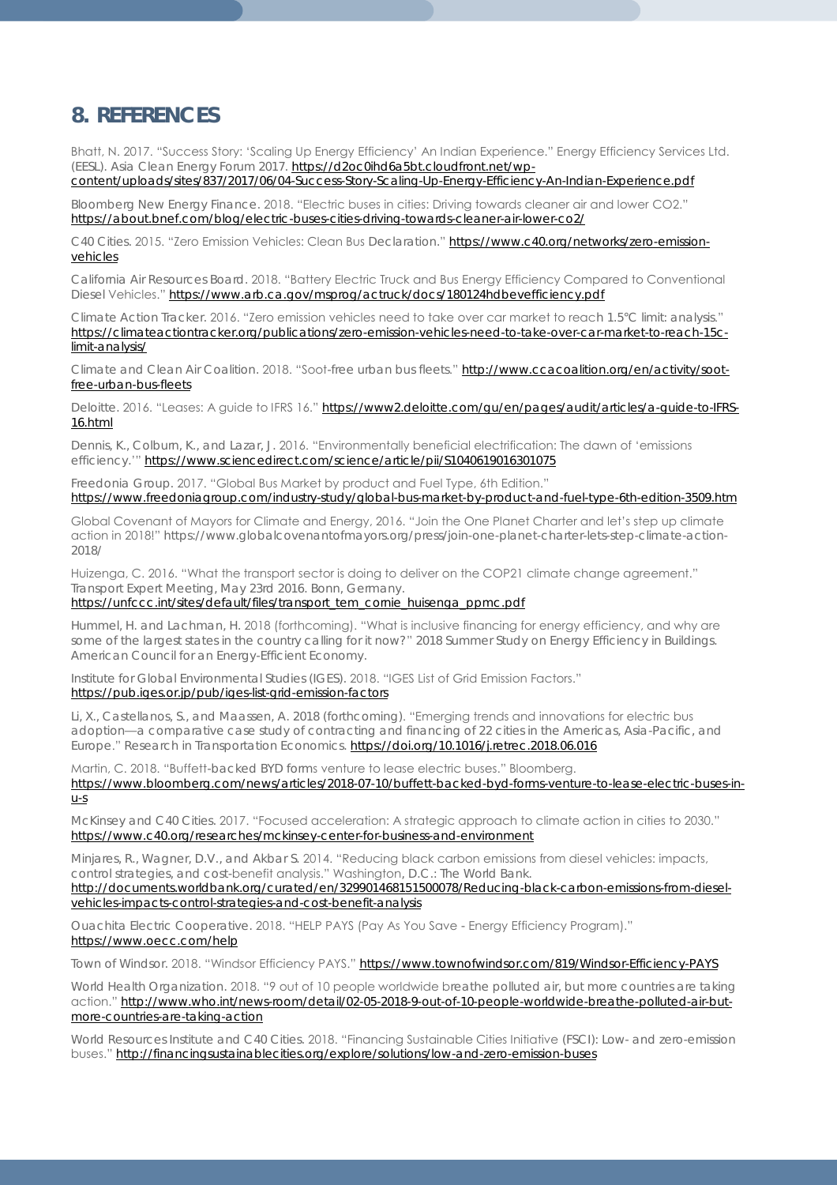# 8. REFERENCES

Bhatt, N. 2017. "Success Story: 'Scaling Up Energy Efficiency' An Indian Experience." Energy Efficiency Services Ltd. (EESL). Asia Clean Energy Forum 2017. https://d2oc0ihd6a5bt.cloudfront.net/wp-content/uploads/sites/837/2017/06/04-Success-Story-Scaling-Up-Energy-Efficiency-An-Indian-Experience.pdf

Bloomberg New Energy Finance. 2018. "Electric buses in cities: Driving towards cleaner air and lower CO2." https://about.bnef.com/blog/electric-buses-cities-driving-towards-cleaner-air-lower-co2/

C40 Cities. 2015. "Zero Emission Vehicles: Clean Bus Declaration." https://www.c40.org/networks/zero-emission-vehicles

California Air Resources Board. 2018. "Battery Electric Truck and Bus Energy Efficiency Compared to Conventional Diesel Vehicles." https://www.arb.ca.gov/msprog/actruck/docs/180124hdbevefficiency.pdf

Climate Action Tracker. 2016. "Zero emission vehicles need to take over car market to reach 1.5°C limit: analysis." https://climateactiontracker.org/publications/zero-emission-vehicles-need-to-take-over-car-market-to-reach-15c-limit-analysis/

Climate and Clean Air Coalition. 2018. "Soot-free urban bus fleets." http://www.ccacoalition.org/en/activity/soot-free-urban-bus-fleets

Deloitte. 2016. "Leases: A guide to IFRS 16." https://www2.deloitte.com/gu/en/pages/audit/articles/a-guide-to-IFRS-16.html

Dennis, K., Colburn, K., and Lazar, J. 2016. "Environmentally beneficial electrification: The dawn of 'emissions efficiency.'" https://www.sciencedirect.com/science/article/pii/S1040619016301075

Freedonia Group. 2017. "Global Bus Market by product and Fuel Type, 6th Edition." https://www.freedoniagroup.com/industry-study/global-bus-market-by-product-and-fuel-type-6th-edition-3509.htm

Global Covenant of Mayors for Climate and Energy, 2016. "Join the One Planet Charter and let's step up climate action in 2018!" https://www.globalcovenantofmayors.org/press/join-one-planet-charter-lets-step-climate-action-2018/

Huizenga, C. 2016. "What the transport sector is doing to deliver on the COP21 climate change agreement." Transport Expert Meeting, May 23rd 2016. Bonn, Germany. https://unfccc.int/sites/default/files/transport_tem_cornie_huisenga_ppmc.pdf

Hummel, H. and Lachman, H. 2018 (forthcoming). "What is inclusive financing for energy efficiency, and why are some of the largest states in the country calling for it now?" 2018 Summer Study on Energy Efficiency in Buildings. American Council for an Energy-Efficient Economy.

Institute for Global Environmental Studies (IGES). 2018. "IGES List of Grid Emission Factors." https://pub.iges.or.jp/pub/iges-list-grid-emission-factors

Li, X., Castellanos, S., and Maassen, A. 2018 (forthcoming). "Emerging trends and innovations for electric bus adoption—a comparative case study of contracting and financing of 22 cities in the Americas, Asia-Pacific, and Europe." Research in Transportation Economics. https://doi.org/10.1016/j.retrec.2018.06.016

Martin, C. 2018. "Buffett-backed BYD forms venture to lease electric buses." Bloomberg. https://www.bloomberg.com/news/articles/2018-07-10/buffett-backed-byd-forms-venture-to-lease-electric-buses-in-u-s

McKinsey and C40 Cities. 2017. "Focused acceleration: A strategic approach to climate action in cities to 2030." https://www.c40.org/researches/mckinsey-center-for-business-and-environment

Minjares, R., Wagner, D.V., and Akbar S. 2014. "Reducing black carbon emissions from diesel vehicles: impacts, control strategies, and cost-benefit analysis." Washington, D.C.: The World Bank. http://documents.worldbank.org/curated/en/329901468151500078/Reducing-black-carbon-emissions-from-diesel-vehicles-impacts-control-strategies-and-cost-benefit-analysis

Ouachita Electric Cooperative. 2018. "HELP PAYS (Pay As You Save - Energy Efficiency Program)." https://www.oecc.com/help

Town of Windsor. 2018. "Windsor Efficiency PAYS." https://www.townofwindsor.com/819/Windsor-Efficiency-PAYS

World Health Organization. 2018. "9 out of 10 people worldwide breathe polluted air, but more countries are taking action." http://www.who.int/news-room/detail/02-05-2018-9-out-of-10-people-worldwide-breathe-polluted-air-but-more-countries-are-taking-action

World Resources Institute and C40 Cities. 2018. "Financing Sustainable Cities Initiative (FSCI): Low- and zero-emission buses." http://financingsustainablecities.org/explore/solutions/low-and-zero-emission-buses